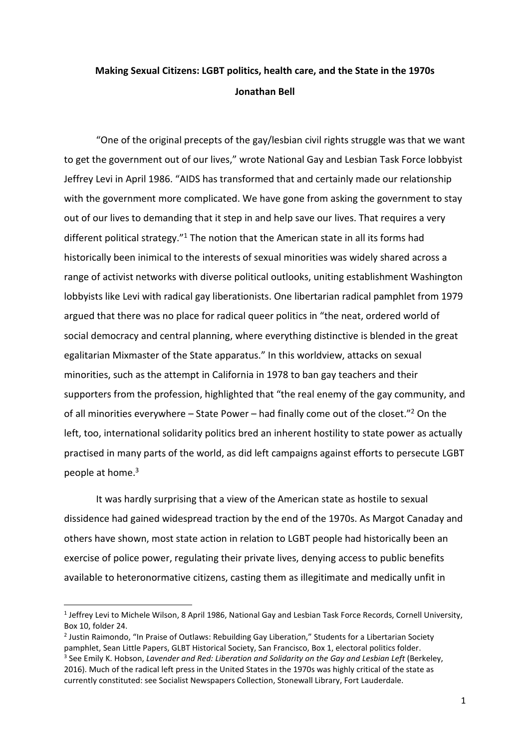# Making Sexual Citizens: LGBT politics, health care, and the State in the 1970s

**Jonathan Bell**

"One of the original precepts of the gay/lesbian civil rights struggle was that we want to get the government out of our lives," wrote National Gay and Lesbian Task Force lobbyist Jeffrey Levi in April 1986. "AIDS has transformed that and certainly made our relationship with the government more complicated. We have gone from asking the government to stay out of our lives to demanding that it step in and help save our lives. That requires a very different political strategy."[1] The notion that the American state in all its forms had historically been inimical to the interests of sexual minorities was widely shared across a range of activist networks with diverse political outlooks, uniting establishment Washington lobbyists like Levi with radical gay liberationists. One libertarian radical pamphlet from 1979 argued that there was no place for radical queer politics in "the neat, ordered world of social democracy and central planning, where everything distinctive is blended in the great egalitarian Mixmaster of the State apparatus." In this worldview, attacks on sexual minorities, such as the attempt in California in 1978 to ban gay teachers and their supporters from the profession, highlighted that "the real enemy of the gay community, and of all minorities everywhere – State Power – had finally come out of the closet."[2] On the left, too, international solidarity politics bred an inherent hostility to state power as actually practised in many parts of the world, as did left campaigns against efforts to persecute LGBT people at home.[3]

It was hardly surprising that a view of the American state as hostile to sexual dissidence had gained widespread traction by the end of the 1970s. As Margot Canaday and others have shown, most state action in relation to LGBT people had historically been an exercise of police power, regulating their private lives, denying access to public benefits available to heteronormative citizens, casting them as illegitimate and medically unfit in

---

[1] Jeffrey Levi to Michele Wilson, 8 April 1986, National Gay and Lesbian Task Force Records, Cornell University, Box 10, folder 24.

[2] Justin Raimondo, "In Praise of Outlaws: Rebuilding Gay Liberation," Students for a Libertarian Society pamphlet, Sean Little Papers, GLBT Historical Society, San Francisco, Box 1, electoral politics folder.

[3] See Emily K. Hobson, *Lavender and Red: Liberation and Solidarity on the Gay and Lesbian Left* (Berkeley, 2016). Much of the radical left press in the United States in the 1970s was highly critical of the state as currently constituted: see Socialist Newspapers Collection, Stonewall Library, Fort Lauderdale.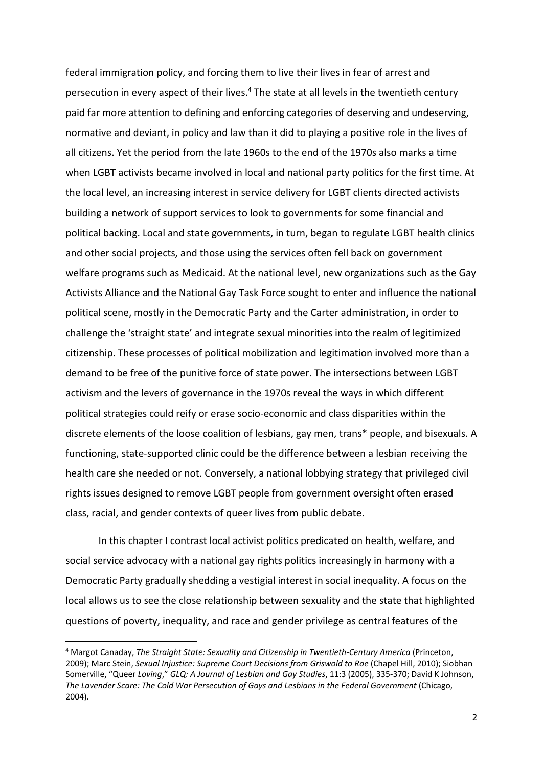federal immigration policy, and forcing them to live their lives in fear of arrest and persecution in every aspect of their lives.[4] The state at all levels in the twentieth century paid far more attention to defining and enforcing categories of deserving and undeserving, normative and deviant, in policy and law than it did to playing a positive role in the lives of all citizens. Yet the period from the late 1960s to the end of the 1970s also marks a time when LGBT activists became involved in local and national party politics for the first time. At the local level, an increasing interest in service delivery for LGBT clients directed activists building a network of support services to look to governments for some financial and political backing. Local and state governments, in turn, began to regulate LGBT health clinics and other social projects, and those using the services often fell back on government welfare programs such as Medicaid. At the national level, new organizations such as the Gay Activists Alliance and the National Gay Task Force sought to enter and influence the national political scene, mostly in the Democratic Party and the Carter administration, in order to challenge the 'straight state' and integrate sexual minorities into the realm of legitimized citizenship. These processes of political mobilization and legitimation involved more than a demand to be free of the punitive force of state power. The intersections between LGBT activism and the levers of governance in the 1970s reveal the ways in which different political strategies could reify or erase socio-economic and class disparities within the discrete elements of the loose coalition of lesbians, gay men, trans* people, and bisexuals. A functioning, state-supported clinic could be the difference between a lesbian receiving the health care she needed or not. Conversely, a national lobbying strategy that privileged civil rights issues designed to remove LGBT people from government oversight often erased class, racial, and gender contexts of queer lives from public debate.

In this chapter I contrast local activist politics predicated on health, welfare, and social service advocacy with a national gay rights politics increasingly in harmony with a Democratic Party gradually shedding a vestigial interest in social inequality. A focus on the local allows us to see the close relationship between sexuality and the state that highlighted questions of poverty, inequality, and race and gender privilege as central features of the

---

[4] Margot Canaday, *The Straight State: Sexuality and Citizenship in Twentieth-Century America* (Princeton, 2009); Marc Stein, *Sexual Injustice: Supreme Court Decisions from Griswold to Roe* (Chapel Hill, 2010); Siobhan Somerville, "Queer *Loving*," *GLQ: A Journal of Lesbian and Gay Studies*, 11:3 (2005), 335-370; David K Johnson, *The Lavender Scare: The Cold War Persecution of Gays and Lesbians in the Federal Government* (Chicago, 2004).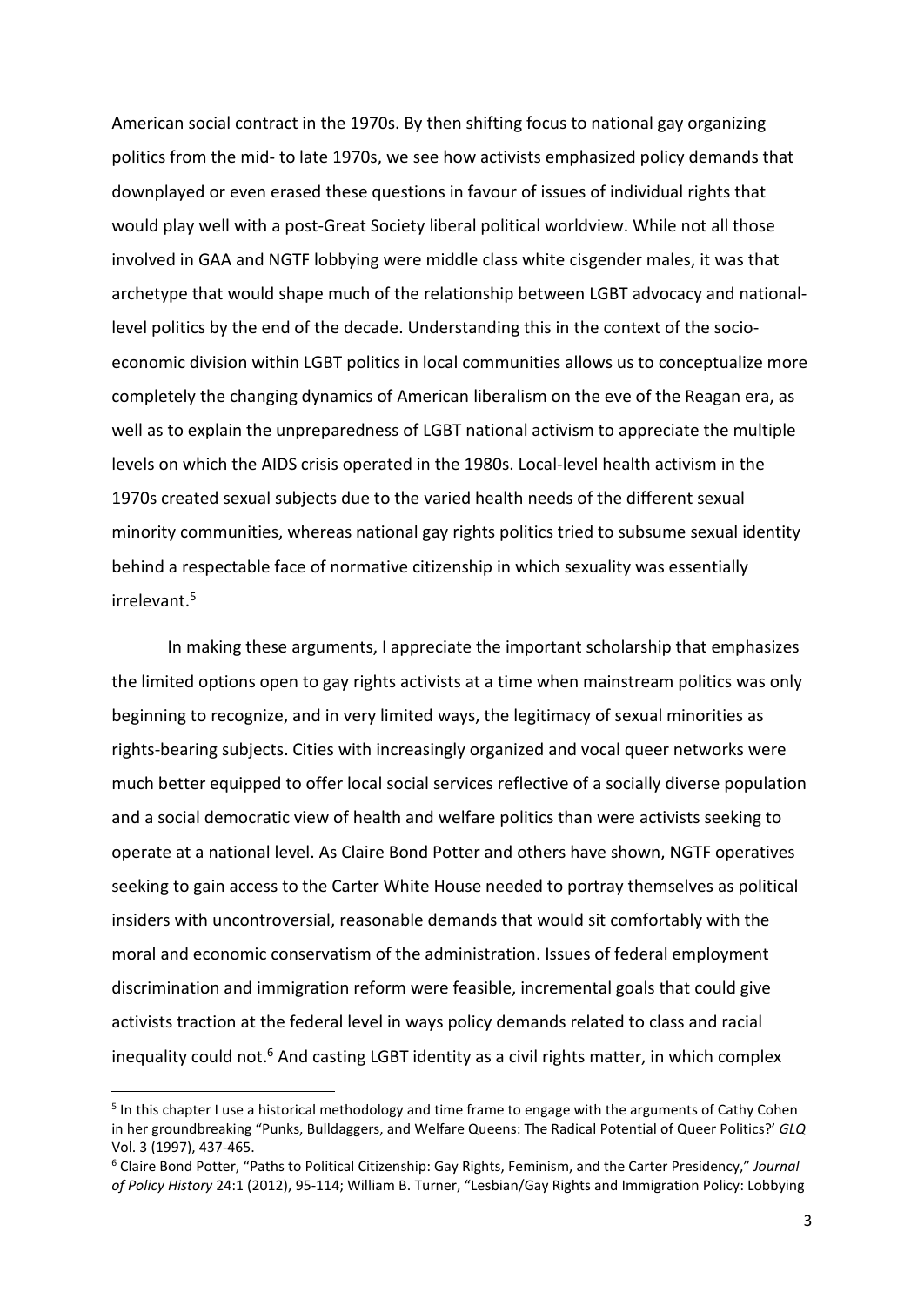American social contract in the 1970s. By then shifting focus to national gay organizing politics from the mid- to late 1970s, we see how activists emphasized policy demands that downplayed or even erased these questions in favour of issues of individual rights that would play well with a post-Great Society liberal political worldview. While not all those involved in GAA and NGTF lobbying were middle class white cisgender males, it was that archetype that would shape much of the relationship between LGBT advocacy and national-level politics by the end of the decade. Understanding this in the context of the socio-economic division within LGBT politics in local communities allows us to conceptualize more completely the changing dynamics of American liberalism on the eve of the Reagan era, as well as to explain the unpreparedness of LGBT national activism to appreciate the multiple levels on which the AIDS crisis operated in the 1980s. Local-level health activism in the 1970s created sexual subjects due to the varied health needs of the different sexual minority communities, whereas national gay rights politics tried to subsume sexual identity behind a respectable face of normative citizenship in which sexuality was essentially irrelevant.[5]

In making these arguments, I appreciate the important scholarship that emphasizes the limited options open to gay rights activists at a time when mainstream politics was only beginning to recognize, and in very limited ways, the legitimacy of sexual minorities as rights-bearing subjects. Cities with increasingly organized and vocal queer networks were much better equipped to offer local social services reflective of a socially diverse population and a social democratic view of health and welfare politics than were activists seeking to operate at a national level. As Claire Bond Potter and others have shown, NGTF operatives seeking to gain access to the Carter White House needed to portray themselves as political insiders with uncontroversial, reasonable demands that would sit comfortably with the moral and economic conservatism of the administration. Issues of federal employment discrimination and immigration reform were feasible, incremental goals that could give activists traction at the federal level in ways policy demands related to class and racial inequality could not.[6] And casting LGBT identity as a civil rights matter, in which complex

---

[5] In this chapter I use a historical methodology and time frame to engage with the arguments of Cathy Cohen in her groundbreaking "Punks, Bulldaggers, and Welfare Queens: The Radical Potential of Queer Politics?' *GLQ* Vol. 3 (1997), 437-465.

[6] Claire Bond Potter, "Paths to Political Citizenship: Gay Rights, Feminism, and the Carter Presidency," *Journal of Policy History* 24:1 (2012), 95-114; William B. Turner, "Lesbian/Gay Rights and Immigration Policy: Lobbying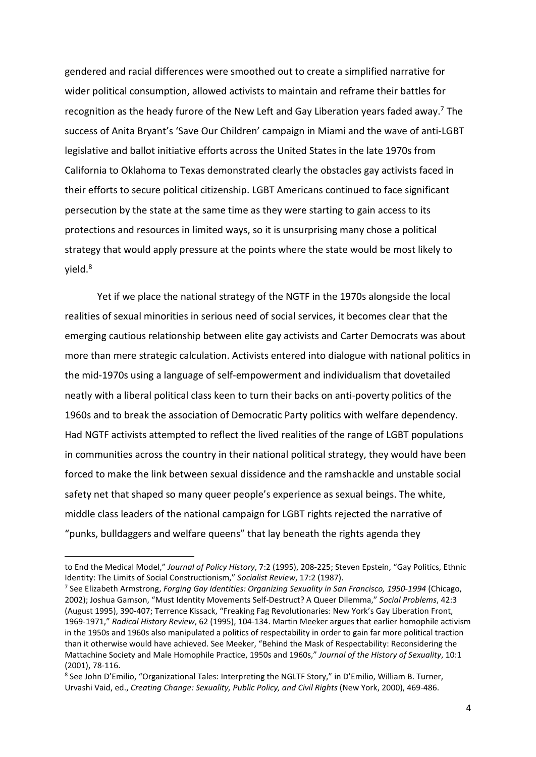gendered and racial differences were smoothed out to create a simplified narrative for wider political consumption, allowed activists to maintain and reframe their battles for recognition as the heady furore of the New Left and Gay Liberation years faded away.[7] The success of Anita Bryant's 'Save Our Children' campaign in Miami and the wave of anti-LGBT legislative and ballot initiative efforts across the United States in the late 1970s from California to Oklahoma to Texas demonstrated clearly the obstacles gay activists faced in their efforts to secure political citizenship. LGBT Americans continued to face significant persecution by the state at the same time as they were starting to gain access to its protections and resources in limited ways, so it is unsurprising many chose a political strategy that would apply pressure at the points where the state would be most likely to yield.[8]

Yet if we place the national strategy of the NGTF in the 1970s alongside the local realities of sexual minorities in serious need of social services, it becomes clear that the emerging cautious relationship between elite gay activists and Carter Democrats was about more than mere strategic calculation. Activists entered into dialogue with national politics in the mid-1970s using a language of self-empowerment and individualism that dovetailed neatly with a liberal political class keen to turn their backs on anti-poverty politics of the 1960s and to break the association of Democratic Party politics with welfare dependency. Had NGTF activists attempted to reflect the lived realities of the range of LGBT populations in communities across the country in their national political strategy, they would have been forced to make the link between sexual dissidence and the ramshackle and unstable social safety net that shaped so many queer people's experience as sexual beings. The white, middle class leaders of the national campaign for LGBT rights rejected the narrative of "punks, bulldaggers and welfare queens" that lay beneath the rights agenda they

---

to End the Medical Model," *Journal of Policy History*, 7:2 (1995), 208-225; Steven Epstein, "Gay Politics, Ethnic Identity: The Limits of Social Constructionism," *Socialist Review*, 17:2 (1987).

[7] See Elizabeth Armstrong, *Forging Gay Identities: Organizing Sexuality in San Francisco, 1950-1994* (Chicago, 2002); Joshua Gamson, "Must Identity Movements Self-Destruct? A Queer Dilemma," *Social Problems*, 42:3 (August 1995), 390-407; Terrence Kissack, "Freaking Fag Revolutionaries: New York's Gay Liberation Front, 1969-1971," *Radical History Review*, 62 (1995), 104-134. Martin Meeker argues that earlier homophile activism in the 1950s and 1960s also manipulated a politics of respectability in order to gain far more political traction than it otherwise would have achieved. See Meeker, "Behind the Mask of Respectability: Reconsidering the Mattachine Society and Male Homophile Practice, 1950s and 1960s," *Journal of the History of Sexuality*, 10:1 (2001), 78-116.

[8] See John D'Emilio, "Organizational Tales: Interpreting the NGLTF Story," in D'Emilio, William B. Turner, Urvashi Vaid, ed., *Creating Change: Sexuality, Public Policy, and Civil Rights* (New York, 2000), 469-486.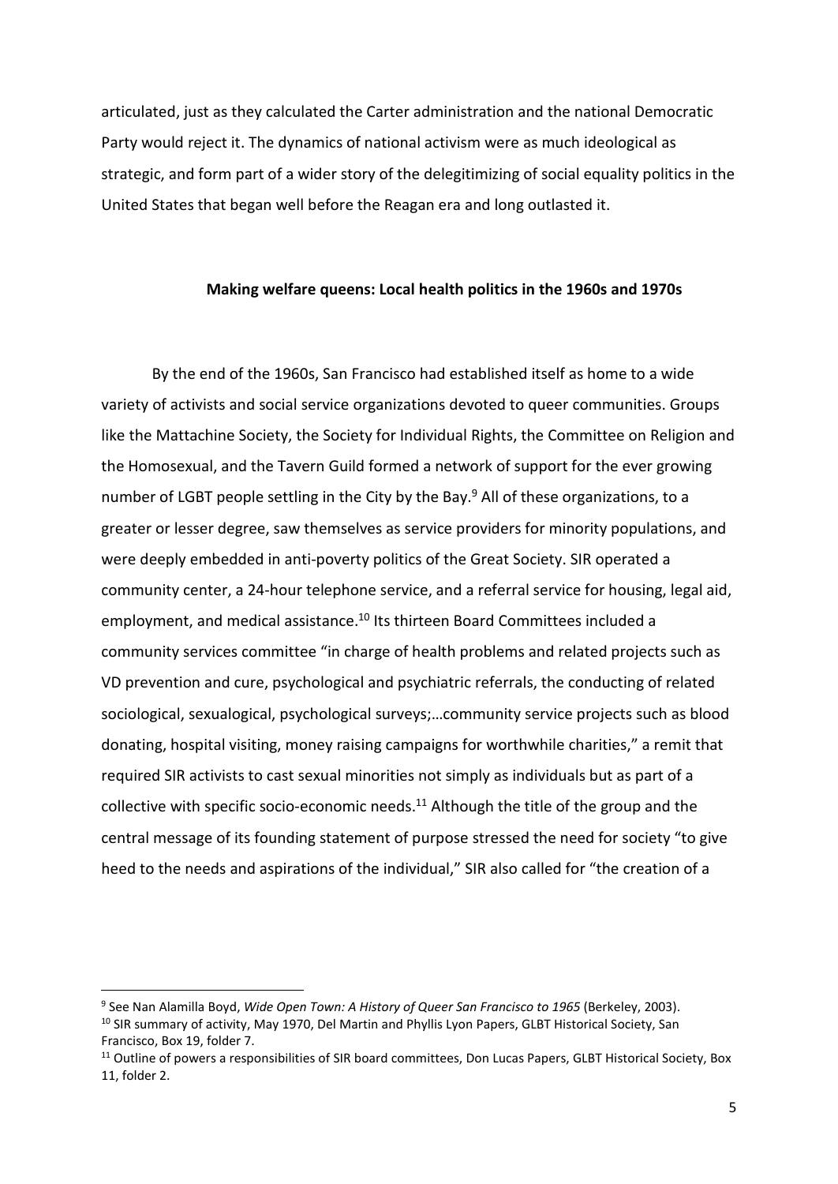articulated, just as they calculated the Carter administration and the national Democratic Party would reject it. The dynamics of national activism were as much ideological as strategic, and form part of a wider story of the delegitimizing of social equality politics in the United States that began well before the Reagan era and long outlasted it.

## Making welfare queens: Local health politics in the 1960s and 1970s

By the end of the 1960s, San Francisco had established itself as home to a wide variety of activists and social service organizations devoted to queer communities. Groups like the Mattachine Society, the Society for Individual Rights, the Committee on Religion and the Homosexual, and the Tavern Guild formed a network of support for the ever growing number of LGBT people settling in the City by the Bay.[9] All of these organizations, to a greater or lesser degree, saw themselves as service providers for minority populations, and were deeply embedded in anti-poverty politics of the Great Society. SIR operated a community center, a 24-hour telephone service, and a referral service for housing, legal aid, employment, and medical assistance.[10] Its thirteen Board Committees included a community services committee "in charge of health problems and related projects such as VD prevention and cure, psychological and psychiatric referrals, the conducting of related sociological, sexualogical, psychological surveys;…community service projects such as blood donating, hospital visiting, money raising campaigns for worthwhile charities," a remit that required SIR activists to cast sexual minorities not simply as individuals but as part of a collective with specific socio-economic needs.[11] Although the title of the group and the central message of its founding statement of purpose stressed the need for society "to give heed to the needs and aspirations of the individual," SIR also called for "the creation of a

---

[9] See Nan Alamilla Boyd, *Wide Open Town: A History of Queer San Francisco to 1965* (Berkeley, 2003).

[10] SIR summary of activity, May 1970, Del Martin and Phyllis Lyon Papers, GLBT Historical Society, San Francisco, Box 19, folder 7.

[11] Outline of powers a responsibilities of SIR board committees, Don Lucas Papers, GLBT Historical Society, Box 11, folder 2.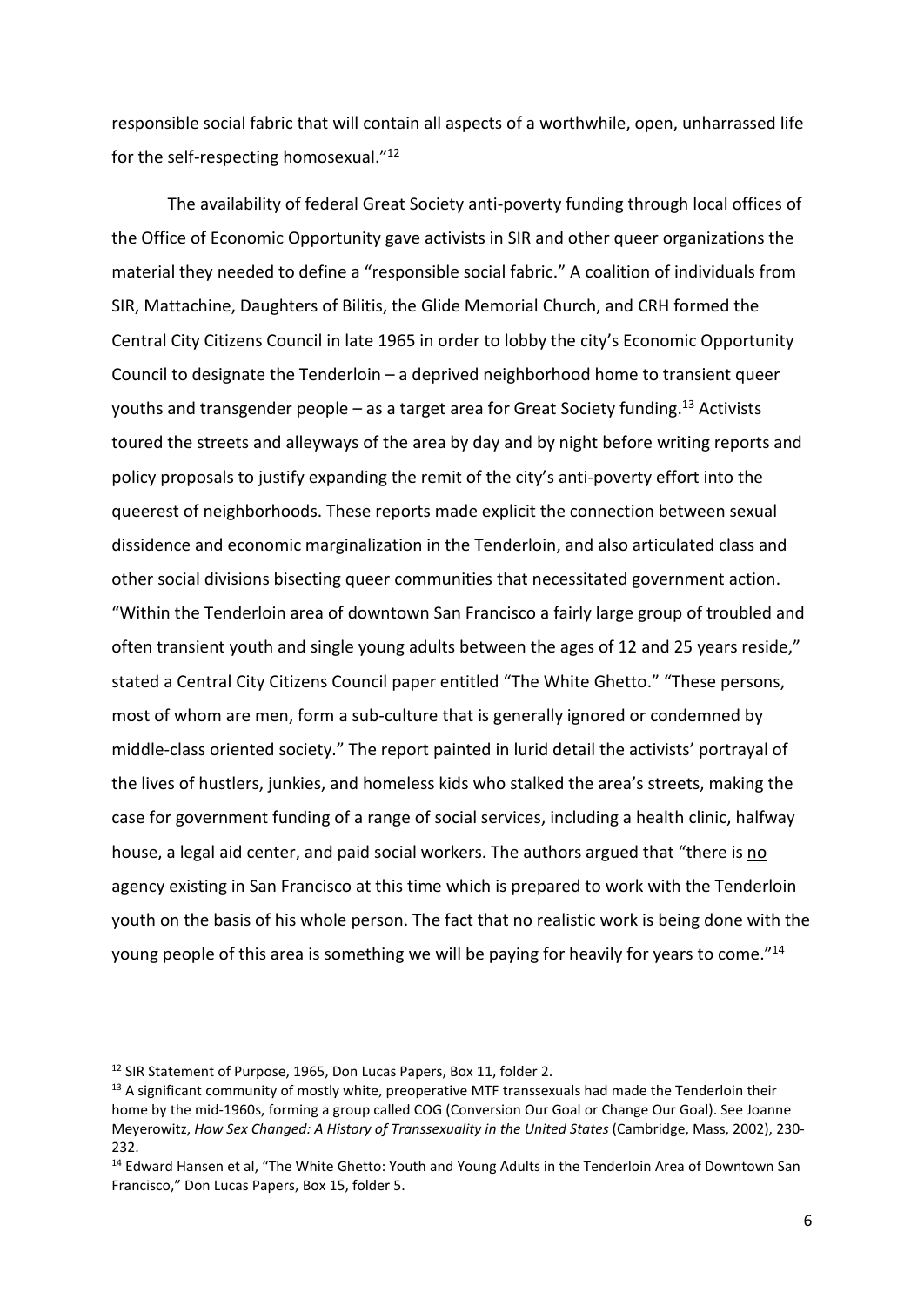responsible social fabric that will contain all aspects of a worthwhile, open, unharrassed life for the self-respecting homosexual."[12]

The availability of federal Great Society anti-poverty funding through local offices of the Office of Economic Opportunity gave activists in SIR and other queer organizations the material they needed to define a "responsible social fabric." A coalition of individuals from SIR, Mattachine, Daughters of Bilitis, the Glide Memorial Church, and CRH formed the Central City Citizens Council in late 1965 in order to lobby the city's Economic Opportunity Council to designate the Tenderloin – a deprived neighborhood home to transient queer youths and transgender people – as a target area for Great Society funding.[13] Activists toured the streets and alleyways of the area by day and by night before writing reports and policy proposals to justify expanding the remit of the city's anti-poverty effort into the queerest of neighborhoods. These reports made explicit the connection between sexual dissidence and economic marginalization in the Tenderloin, and also articulated class and other social divisions bisecting queer communities that necessitated government action. "Within the Tenderloin area of downtown San Francisco a fairly large group of troubled and often transient youth and single young adults between the ages of 12 and 25 years reside," stated a Central City Citizens Council paper entitled "The White Ghetto." "These persons, most of whom are men, form a sub-culture that is generally ignored or condemned by middle-class oriented society." The report painted in lurid detail the activists' portrayal of the lives of hustlers, junkies, and homeless kids who stalked the area's streets, making the case for government funding of a range of social services, including a health clinic, halfway house, a legal aid center, and paid social workers. The authors argued that "there is <u>no</u> agency existing in San Francisco at this time which is prepared to work with the Tenderloin youth on the basis of his whole person. The fact that no realistic work is being done with the young people of this area is something we will be paying for heavily for years to come."[14]

---

[12] SIR Statement of Purpose, 1965, Don Lucas Papers, Box 11, folder 2.

[13] A significant community of mostly white, preoperative MTF transsexuals had made the Tenderloin their home by the mid-1960s, forming a group called COG (Conversion Our Goal or Change Our Goal). See Joanne Meyerowitz, *How Sex Changed: A History of Transsexuality in the United States* (Cambridge, Mass, 2002), 230-232.

[14] Edward Hansen et al, "The White Ghetto: Youth and Young Adults in the Tenderloin Area of Downtown San Francisco," Don Lucas Papers, Box 15, folder 5.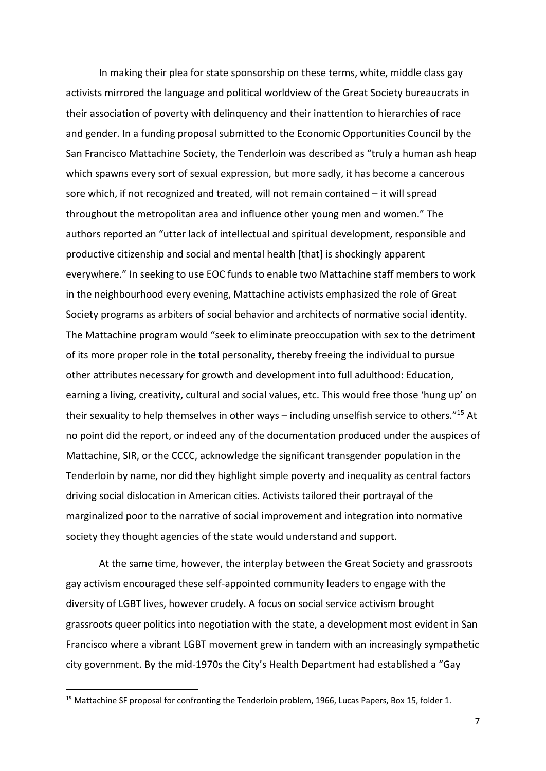In making their plea for state sponsorship on these terms, white, middle class gay activists mirrored the language and political worldview of the Great Society bureaucrats in their association of poverty with delinquency and their inattention to hierarchies of race and gender. In a funding proposal submitted to the Economic Opportunities Council by the San Francisco Mattachine Society, the Tenderloin was described as "truly a human ash heap which spawns every sort of sexual expression, but more sadly, it has become a cancerous sore which, if not recognized and treated, will not remain contained – it will spread throughout the metropolitan area and influence other young men and women." The authors reported an "utter lack of intellectual and spiritual development, responsible and productive citizenship and social and mental health [that] is shockingly apparent everywhere." In seeking to use EOC funds to enable two Mattachine staff members to work in the neighbourhood every evening, Mattachine activists emphasized the role of Great Society programs as arbiters of social behavior and architects of normative social identity. The Mattachine program would "seek to eliminate preoccupation with sex to the detriment of its more proper role in the total personality, thereby freeing the individual to pursue other attributes necessary for growth and development into full adulthood: Education, earning a living, creativity, cultural and social values, etc. This would free those 'hung up' on their sexuality to help themselves in other ways – including unselfish service to others."[15] At no point did the report, or indeed any of the documentation produced under the auspices of Mattachine, SIR, or the CCCC, acknowledge the significant transgender population in the Tenderloin by name, nor did they highlight simple poverty and inequality as central factors driving social dislocation in American cities. Activists tailored their portrayal of the marginalized poor to the narrative of social improvement and integration into normative society they thought agencies of the state would understand and support.

At the same time, however, the interplay between the Great Society and grassroots gay activism encouraged these self-appointed community leaders to engage with the diversity of LGBT lives, however crudely. A focus on social service activism brought grassroots queer politics into negotiation with the state, a development most evident in San Francisco where a vibrant LGBT movement grew in tandem with an increasingly sympathetic city government. By the mid-1970s the City's Health Department had established a "Gay

[15] Mattachine SF proposal for confronting the Tenderloin problem, 1966, Lucas Papers, Box 15, folder 1.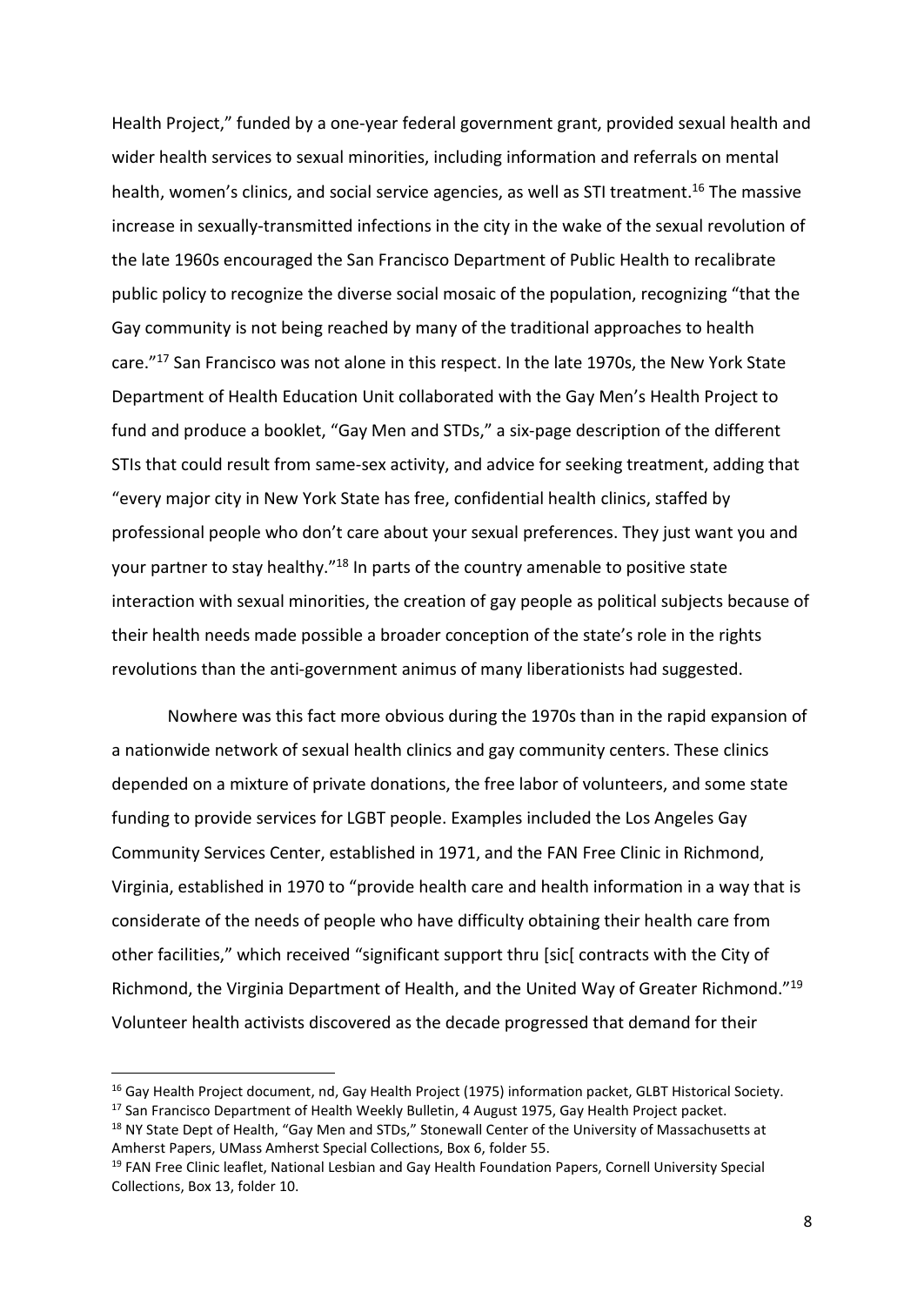Health Project," funded by a one-year federal government grant, provided sexual health and wider health services to sexual minorities, including information and referrals on mental health, women's clinics, and social service agencies, as well as STI treatment.[16] The massive increase in sexually-transmitted infections in the city in the wake of the sexual revolution of the late 1960s encouraged the San Francisco Department of Public Health to recalibrate public policy to recognize the diverse social mosaic of the population, recognizing "that the Gay community is not being reached by many of the traditional approaches to health care."[17] San Francisco was not alone in this respect. In the late 1970s, the New York State Department of Health Education Unit collaborated with the Gay Men's Health Project to fund and produce a booklet, "Gay Men and STDs," a six-page description of the different STIs that could result from same-sex activity, and advice for seeking treatment, adding that "every major city in New York State has free, confidential health clinics, staffed by professional people who don't care about your sexual preferences. They just want you and your partner to stay healthy."[18] In parts of the country amenable to positive state interaction with sexual minorities, the creation of gay people as political subjects because of their health needs made possible a broader conception of the state's role in the rights revolutions than the anti-government animus of many liberationists had suggested.

Nowhere was this fact more obvious during the 1970s than in the rapid expansion of a nationwide network of sexual health clinics and gay community centers. These clinics depended on a mixture of private donations, the free labor of volunteers, and some state funding to provide services for LGBT people. Examples included the Los Angeles Gay Community Services Center, established in 1971, and the FAN Free Clinic in Richmond, Virginia, established in 1970 to "provide health care and health information in a way that is considerate of the needs of people who have difficulty obtaining their health care from other facilities," which received "significant support thru [sic[ contracts with the City of Richmond, the Virginia Department of Health, and the United Way of Greater Richmond."[19] Volunteer health activists discovered as the decade progressed that demand for their

---

[16] Gay Health Project document, nd, Gay Health Project (1975) information packet, GLBT Historical Society.

[17] San Francisco Department of Health Weekly Bulletin, 4 August 1975, Gay Health Project packet.

[18] NY State Dept of Health, "Gay Men and STDs," Stonewall Center of the University of Massachusetts at Amherst Papers, UMass Amherst Special Collections, Box 6, folder 55.

[19] FAN Free Clinic leaflet, National Lesbian and Gay Health Foundation Papers, Cornell University Special Collections, Box 13, folder 10.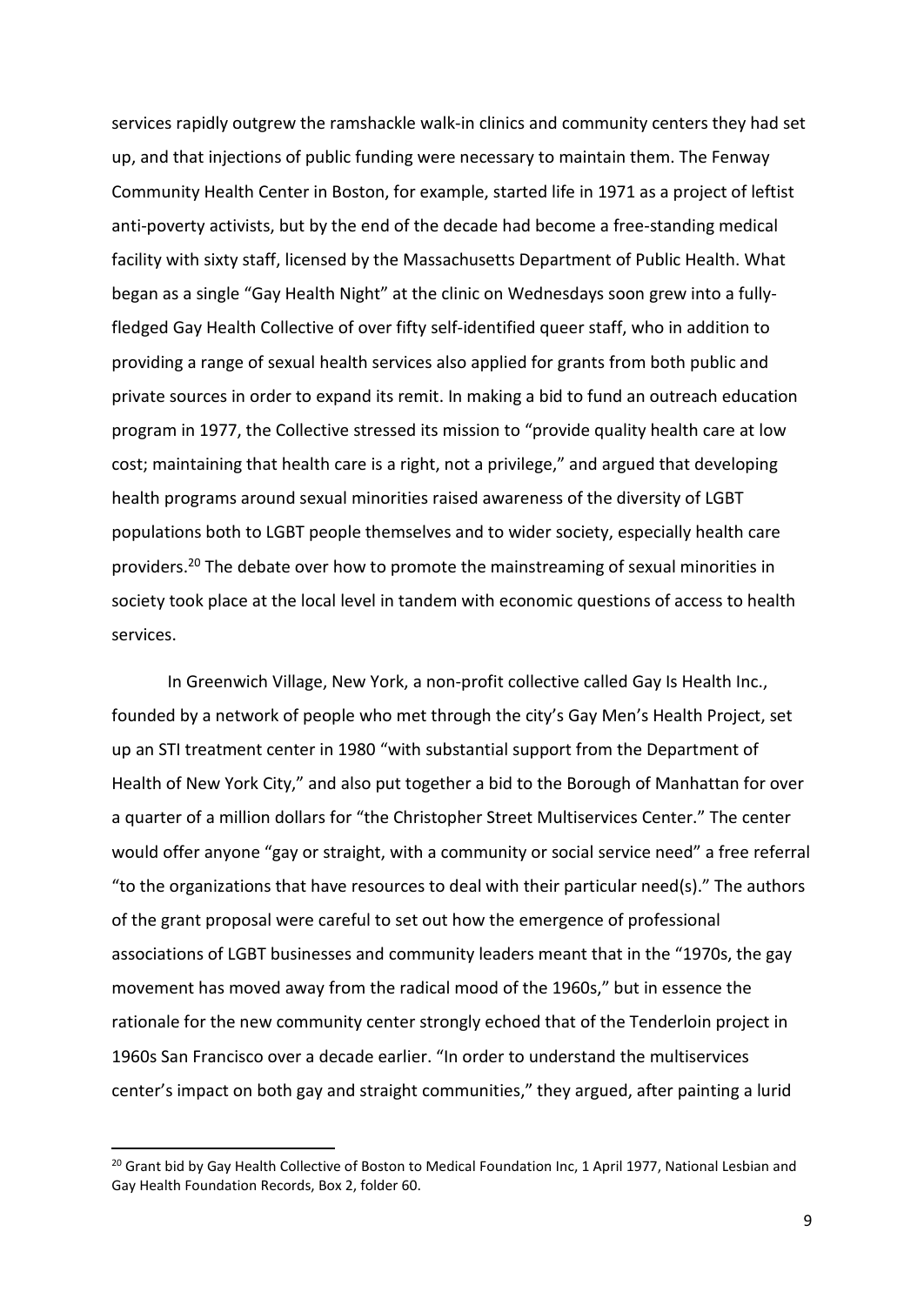services rapidly outgrew the ramshackle walk-in clinics and community centers they had set up, and that injections of public funding were necessary to maintain them. The Fenway Community Health Center in Boston, for example, started life in 1971 as a project of leftist anti-poverty activists, but by the end of the decade had become a free-standing medical facility with sixty staff, licensed by the Massachusetts Department of Public Health. What began as a single "Gay Health Night" at the clinic on Wednesdays soon grew into a fully-fledged Gay Health Collective of over fifty self-identified queer staff, who in addition to providing a range of sexual health services also applied for grants from both public and private sources in order to expand its remit. In making a bid to fund an outreach education program in 1977, the Collective stressed its mission to "provide quality health care at low cost; maintaining that health care is a right, not a privilege," and argued that developing health programs around sexual minorities raised awareness of the diversity of LGBT populations both to LGBT people themselves and to wider society, especially health care providers.[20] The debate over how to promote the mainstreaming of sexual minorities in society took place at the local level in tandem with economic questions of access to health services.

In Greenwich Village, New York, a non-profit collective called Gay Is Health Inc., founded by a network of people who met through the city's Gay Men's Health Project, set up an STI treatment center in 1980 "with substantial support from the Department of Health of New York City," and also put together a bid to the Borough of Manhattan for over a quarter of a million dollars for "the Christopher Street Multiservices Center." The center would offer anyone "gay or straight, with a community or social service need" a free referral "to the organizations that have resources to deal with their particular need(s)." The authors of the grant proposal were careful to set out how the emergence of professional associations of LGBT businesses and community leaders meant that in the "1970s, the gay movement has moved away from the radical mood of the 1960s," but in essence the rationale for the new community center strongly echoed that of the Tenderloin project in 1960s San Francisco over a decade earlier. "In order to understand the multiservices center's impact on both gay and straight communities," they argued, after painting a lurid

---

[20] Grant bid by Gay Health Collective of Boston to Medical Foundation Inc, 1 April 1977, National Lesbian and Gay Health Foundation Records, Box 2, folder 60.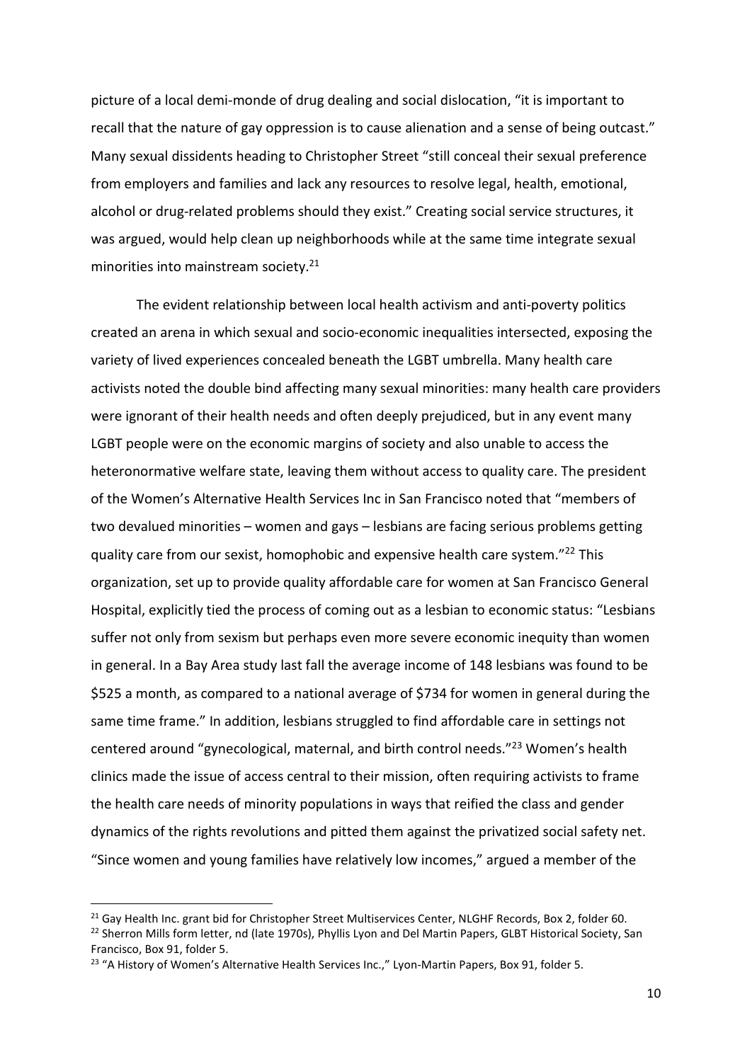picture of a local demi-monde of drug dealing and social dislocation, "it is important to recall that the nature of gay oppression is to cause alienation and a sense of being outcast." Many sexual dissidents heading to Christopher Street "still conceal their sexual preference from employers and families and lack any resources to resolve legal, health, emotional, alcohol or drug-related problems should they exist." Creating social service structures, it was argued, would help clean up neighborhoods while at the same time integrate sexual minorities into mainstream society.[21]

The evident relationship between local health activism and anti-poverty politics created an arena in which sexual and socio-economic inequalities intersected, exposing the variety of lived experiences concealed beneath the LGBT umbrella. Many health care activists noted the double bind affecting many sexual minorities: many health care providers were ignorant of their health needs and often deeply prejudiced, but in any event many LGBT people were on the economic margins of society and also unable to access the heteronormative welfare state, leaving them without access to quality care. The president of the Women's Alternative Health Services Inc in San Francisco noted that "members of two devalued minorities – women and gays – lesbians are facing serious problems getting quality care from our sexist, homophobic and expensive health care system."[22] This organization, set up to provide quality affordable care for women at San Francisco General Hospital, explicitly tied the process of coming out as a lesbian to economic status: "Lesbians suffer not only from sexism but perhaps even more severe economic inequity than women in general. In a Bay Area study last fall the average income of 148 lesbians was found to be $525 a month, as compared to a national average of $734 for women in general during the same time frame." In addition, lesbians struggled to find affordable care in settings not centered around "gynecological, maternal, and birth control needs."[23] Women's health clinics made the issue of access central to their mission, often requiring activists to frame the health care needs of minority populations in ways that reified the class and gender dynamics of the rights revolutions and pitted them against the privatized social safety net. "Since women and young families have relatively low incomes," argued a member of the

[21] Gay Health Inc. grant bid for Christopher Street Multiservices Center, NLGHF Records, Box 2, folder 60.

[22] Sherron Mills form letter, nd (late 1970s), Phyllis Lyon and Del Martin Papers, GLBT Historical Society, San Francisco, Box 91, folder 5.

[23] "A History of Women's Alternative Health Services Inc.," Lyon-Martin Papers, Box 91, folder 5.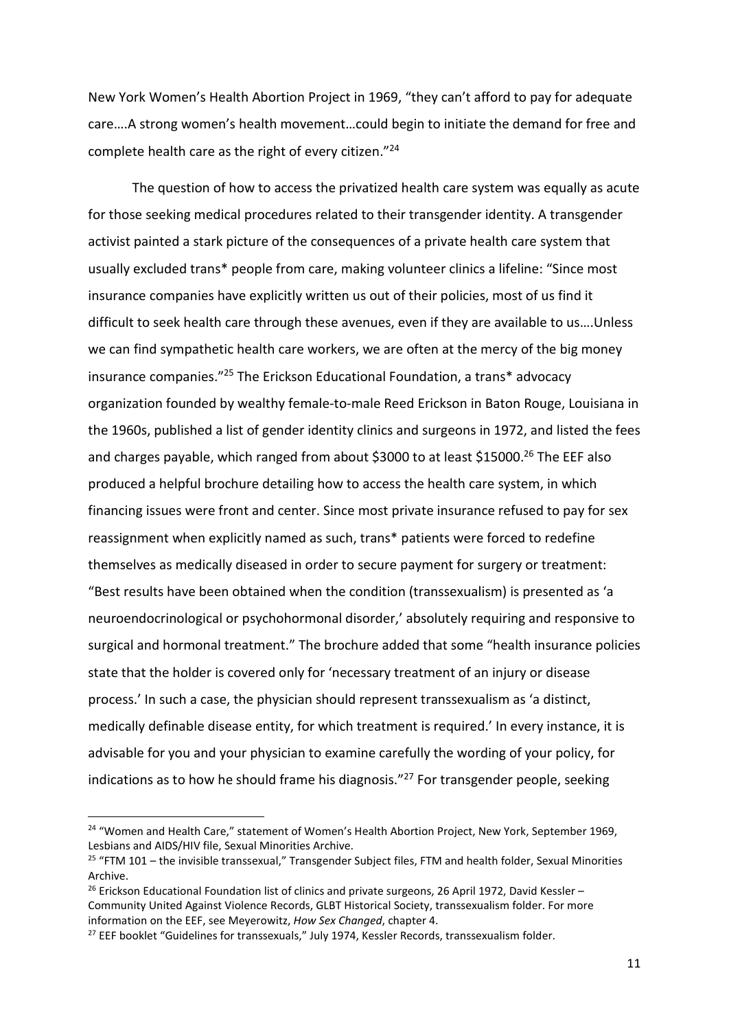New York Women's Health Abortion Project in 1969, "they can't afford to pay for adequate care….A strong women's health movement…could begin to initiate the demand for free and complete health care as the right of every citizen."[24]

The question of how to access the privatized health care system was equally as acute for those seeking medical procedures related to their transgender identity. A transgender activist painted a stark picture of the consequences of a private health care system that usually excluded trans* people from care, making volunteer clinics a lifeline: "Since most insurance companies have explicitly written us out of their policies, most of us find it difficult to seek health care through these avenues, even if they are available to us….Unless we can find sympathetic health care workers, we are often at the mercy of the big money insurance companies."[25] The Erickson Educational Foundation, a trans* advocacy organization founded by wealthy female-to-male Reed Erickson in Baton Rouge, Louisiana in the 1960s, published a list of gender identity clinics and surgeons in 1972, and listed the fees and charges payable, which ranged from about $3000 to at least $15000.[26] The EEF also produced a helpful brochure detailing how to access the health care system, in which financing issues were front and center. Since most private insurance refused to pay for sex reassignment when explicitly named as such, trans* patients were forced to redefine themselves as medically diseased in order to secure payment for surgery or treatment: "Best results have been obtained when the condition (transsexualism) is presented as 'a neuroendocrinological or psychohormonal disorder,' absolutely requiring and responsive to surgical and hormonal treatment." The brochure added that some "health insurance policies state that the holder is covered only for 'necessary treatment of an injury or disease process.' In such a case, the physician should represent transsexualism as 'a distinct, medically definable disease entity, for which treatment is required.' In every instance, it is advisable for you and your physician to examine carefully the wording of your policy, for indications as to how he should frame his diagnosis."[27] For transgender people, seeking

---

[24] "Women and Health Care," statement of Women's Health Abortion Project, New York, September 1969, Lesbians and AIDS/HIV file, Sexual Minorities Archive.

[25] "FTM 101 – the invisible transsexual," Transgender Subject files, FTM and health folder, Sexual Minorities Archive.

[26] Erickson Educational Foundation list of clinics and private surgeons, 26 April 1972, David Kessler – Community United Against Violence Records, GLBT Historical Society, transsexualism folder. For more information on the EEF, see Meyerowitz, *How Sex Changed*, chapter 4.

[27] EEF booklet "Guidelines for transsexuals," July 1974, Kessler Records, transsexualism folder.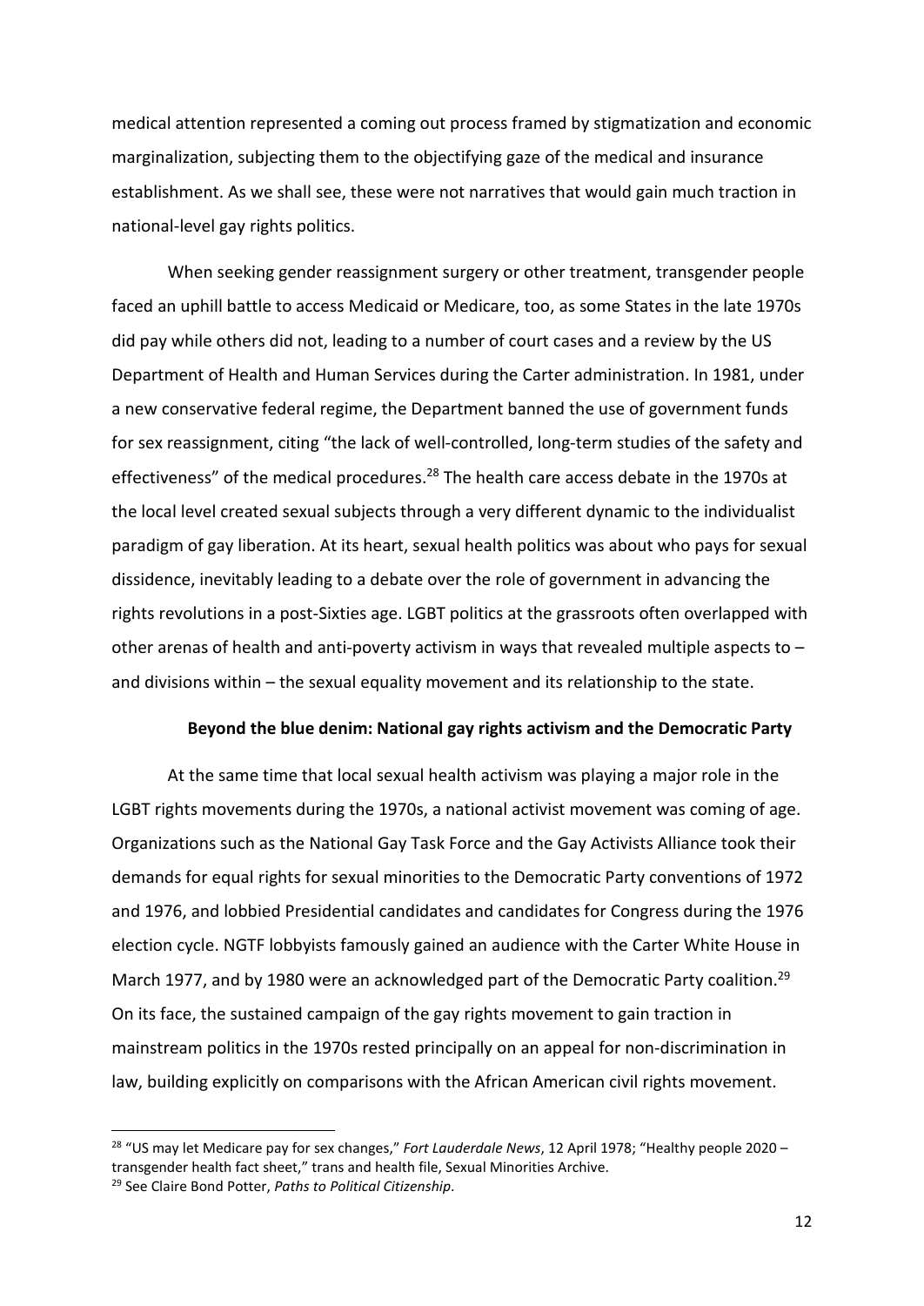medical attention represented a coming out process framed by stigmatization and economic marginalization, subjecting them to the objectifying gaze of the medical and insurance establishment. As we shall see, these were not narratives that would gain much traction in national-level gay rights politics.

When seeking gender reassignment surgery or other treatment, transgender people faced an uphill battle to access Medicaid or Medicare, too, as some States in the late 1970s did pay while others did not, leading to a number of court cases and a review by the US Department of Health and Human Services during the Carter administration. In 1981, under a new conservative federal regime, the Department banned the use of government funds for sex reassignment, citing "the lack of well-controlled, long-term studies of the safety and effectiveness" of the medical procedures.[28] The health care access debate in the 1970s at the local level created sexual subjects through a very different dynamic to the individualist paradigm of gay liberation. At its heart, sexual health politics was about who pays for sexual dissidence, inevitably leading to a debate over the role of government in advancing the rights revolutions in a post-Sixties age. LGBT politics at the grassroots often overlapped with other arenas of health and anti-poverty activism in ways that revealed multiple aspects to – and divisions within – the sexual equality movement and its relationship to the state.

## Beyond the blue denim: National gay rights activism and the Democratic Party

At the same time that local sexual health activism was playing a major role in the LGBT rights movements during the 1970s, a national activist movement was coming of age. Organizations such as the National Gay Task Force and the Gay Activists Alliance took their demands for equal rights for sexual minorities to the Democratic Party conventions of 1972 and 1976, and lobbied Presidential candidates and candidates for Congress during the 1976 election cycle. NGTF lobbyists famously gained an audience with the Carter White House in March 1977, and by 1980 were an acknowledged part of the Democratic Party coalition.[29] On its face, the sustained campaign of the gay rights movement to gain traction in mainstream politics in the 1970s rested principally on an appeal for non-discrimination in law, building explicitly on comparisons with the African American civil rights movement.

---

[28] "US may let Medicare pay for sex changes," *Fort Lauderdale News*, 12 April 1978; "Healthy people 2020 – transgender health fact sheet," trans and health file, Sexual Minorities Archive.

[29] See Claire Bond Potter, *Paths to Political Citizenship*.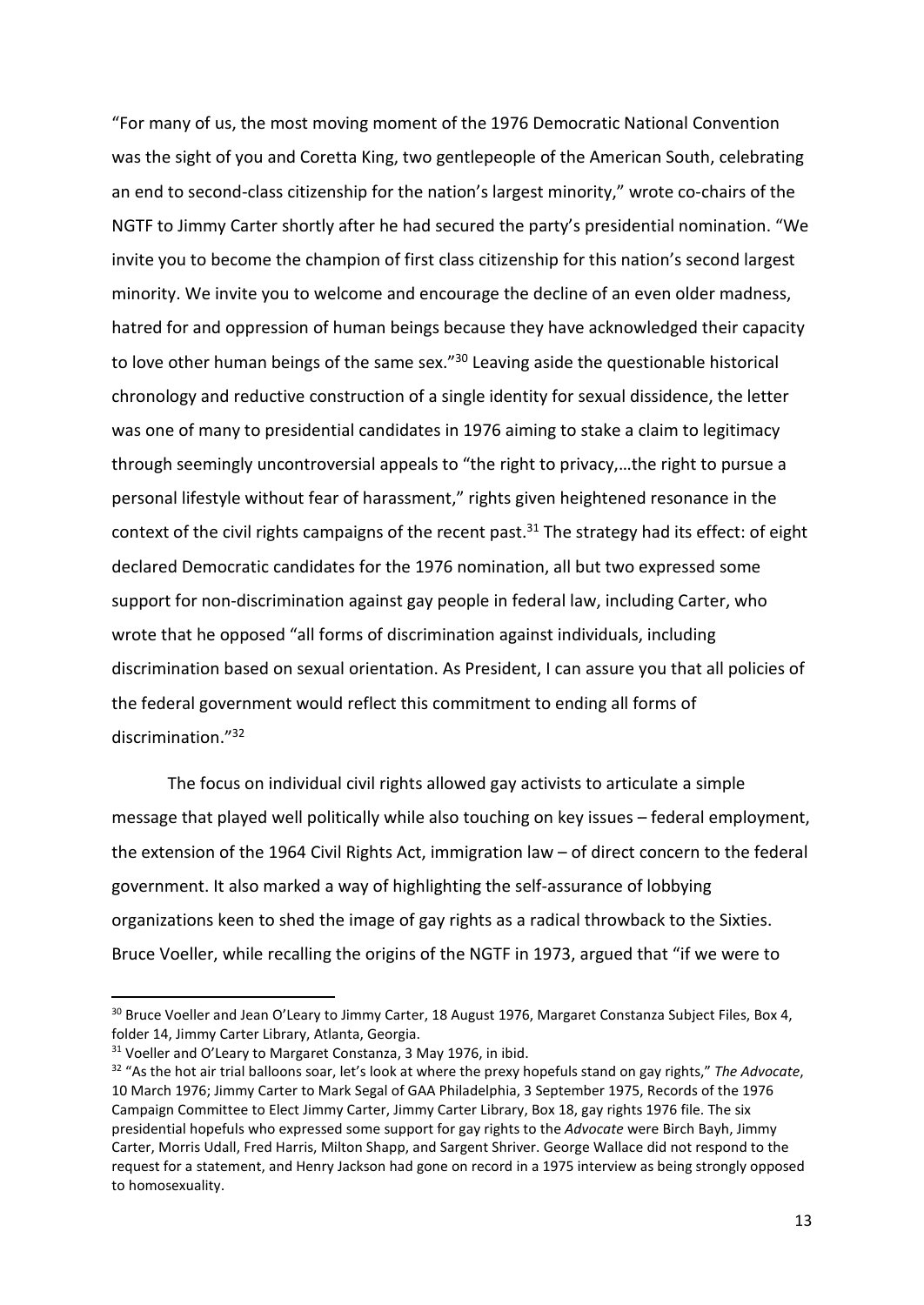"For many of us, the most moving moment of the 1976 Democratic National Convention was the sight of you and Coretta King, two gentlepeople of the American South, celebrating an end to second-class citizenship for the nation's largest minority," wrote co-chairs of the NGTF to Jimmy Carter shortly after he had secured the party's presidential nomination. "We invite you to become the champion of first class citizenship for this nation's second largest minority. We invite you to welcome and encourage the decline of an even older madness, hatred for and oppression of human beings because they have acknowledged their capacity to love other human beings of the same sex."[30] Leaving aside the questionable historical chronology and reductive construction of a single identity for sexual dissidence, the letter was one of many to presidential candidates in 1976 aiming to stake a claim to legitimacy through seemingly uncontroversial appeals to "the right to privacy,…the right to pursue a personal lifestyle without fear of harassment," rights given heightened resonance in the context of the civil rights campaigns of the recent past.[31] The strategy had its effect: of eight declared Democratic candidates for the 1976 nomination, all but two expressed some support for non-discrimination against gay people in federal law, including Carter, who wrote that he opposed "all forms of discrimination against individuals, including discrimination based on sexual orientation. As President, I can assure you that all policies of the federal government would reflect this commitment to ending all forms of discrimination."[32]

The focus on individual civil rights allowed gay activists to articulate a simple message that played well politically while also touching on key issues – federal employment, the extension of the 1964 Civil Rights Act, immigration law – of direct concern to the federal government. It also marked a way of highlighting the self-assurance of lobbying organizations keen to shed the image of gay rights as a radical throwback to the Sixties. Bruce Voeller, while recalling the origins of the NGTF in 1973, argued that "if we were to

---

[30] Bruce Voeller and Jean O'Leary to Jimmy Carter, 18 August 1976, Margaret Constanza Subject Files, Box 4, folder 14, Jimmy Carter Library, Atlanta, Georgia.

[31] Voeller and O'Leary to Margaret Constanza, 3 May 1976, in ibid.

[32] "As the hot air trial balloons soar, let's look at where the prexy hopefuls stand on gay rights," *The Advocate*, 10 March 1976; Jimmy Carter to Mark Segal of GAA Philadelphia, 3 September 1975, Records of the 1976 Campaign Committee to Elect Jimmy Carter, Jimmy Carter Library, Box 18, gay rights 1976 file. The six presidential hopefuls who expressed some support for gay rights to the *Advocate* were Birch Bayh, Jimmy Carter, Morris Udall, Fred Harris, Milton Shapp, and Sargent Shriver. George Wallace did not respond to the request for a statement, and Henry Jackson had gone on record in a 1975 interview as being strongly opposed to homosexuality.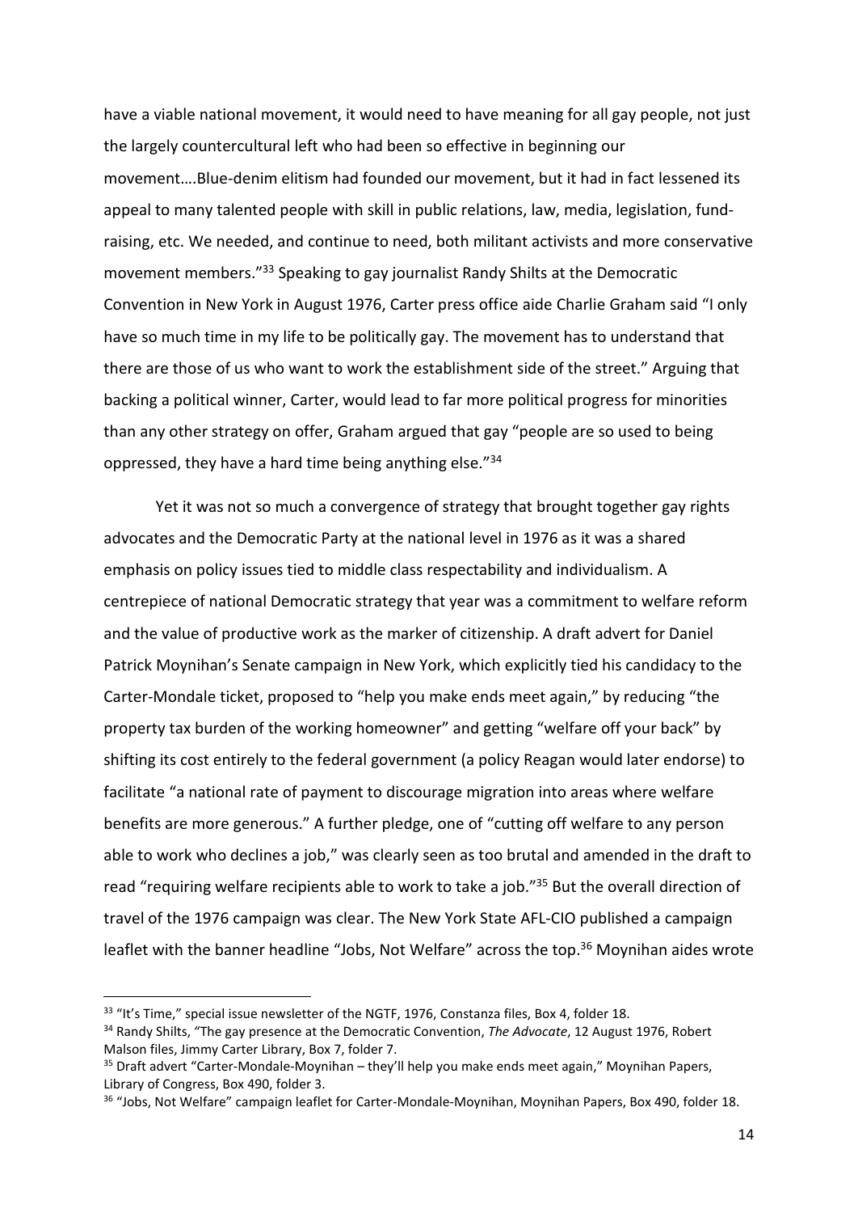have a viable national movement, it would need to have meaning for all gay people, not just the largely countercultural left who had been so effective in beginning our movement….Blue-denim elitism had founded our movement, but it had in fact lessened its appeal to many talented people with skill in public relations, law, media, legislation, fund-raising, etc. We needed, and continue to need, both militant activists and more conservative movement members."[33] Speaking to gay journalist Randy Shilts at the Democratic Convention in New York in August 1976, Carter press office aide Charlie Graham said "I only have so much time in my life to be politically gay. The movement has to understand that there are those of us who want to work the establishment side of the street." Arguing that backing a political winner, Carter, would lead to far more political progress for minorities than any other strategy on offer, Graham argued that gay "people are so used to being oppressed, they have a hard time being anything else."[34]

Yet it was not so much a convergence of strategy that brought together gay rights advocates and the Democratic Party at the national level in 1976 as it was a shared emphasis on policy issues tied to middle class respectability and individualism. A centrepiece of national Democratic strategy that year was a commitment to welfare reform and the value of productive work as the marker of citizenship. A draft advert for Daniel Patrick Moynihan's Senate campaign in New York, which explicitly tied his candidacy to the Carter-Mondale ticket, proposed to "help you make ends meet again," by reducing "the property tax burden of the working homeowner" and getting "welfare off your back" by shifting its cost entirely to the federal government (a policy Reagan would later endorse) to facilitate "a national rate of payment to discourage migration into areas where welfare benefits are more generous." A further pledge, one of "cutting off welfare to any person able to work who declines a job," was clearly seen as too brutal and amended in the draft to read "requiring welfare recipients able to work to take a job."[35] But the overall direction of travel of the 1976 campaign was clear. The New York State AFL-CIO published a campaign leaflet with the banner headline "Jobs, Not Welfare" across the top.[36] Moynihan aides wrote

---

[33] "It's Time," special issue newsletter of the NGTF, 1976, Constanza files, Box 4, folder 18.

[34] Randy Shilts, "The gay presence at the Democratic Convention, *The Advocate*, 12 August 1976, Robert Malson files, Jimmy Carter Library, Box 7, folder 7.

[35] Draft advert "Carter-Mondale-Moynihan – they'll help you make ends meet again," Moynihan Papers, Library of Congress, Box 490, folder 3.

[36] "Jobs, Not Welfare" campaign leaflet for Carter-Mondale-Moynihan, Moynihan Papers, Box 490, folder 18.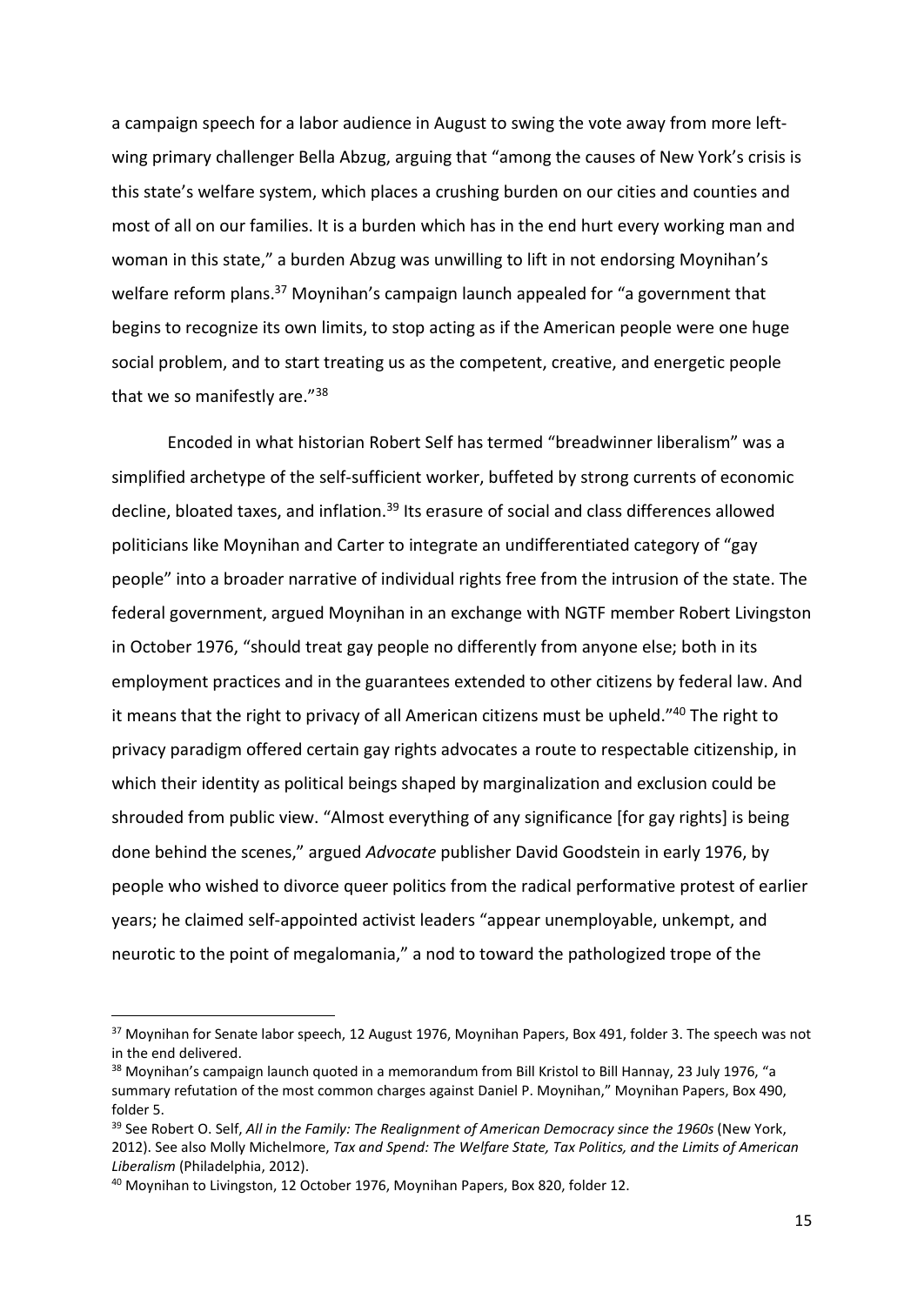a campaign speech for a labor audience in August to swing the vote away from more left-wing primary challenger Bella Abzug, arguing that "among the causes of New York's crisis is this state's welfare system, which places a crushing burden on our cities and counties and most of all on our families. It is a burden which has in the end hurt every working man and woman in this state," a burden Abzug was unwilling to lift in not endorsing Moynihan's welfare reform plans.[37] Moynihan's campaign launch appealed for "a government that begins to recognize its own limits, to stop acting as if the American people were one huge social problem, and to start treating us as the competent, creative, and energetic people that we so manifestly are."[38]

Encoded in what historian Robert Self has termed "breadwinner liberalism" was a simplified archetype of the self-sufficient worker, buffeted by strong currents of economic decline, bloated taxes, and inflation.[39] Its erasure of social and class differences allowed politicians like Moynihan and Carter to integrate an undifferentiated category of "gay people" into a broader narrative of individual rights free from the intrusion of the state. The federal government, argued Moynihan in an exchange with NGTF member Robert Livingston in October 1976, "should treat gay people no differently from anyone else; both in its employment practices and in the guarantees extended to other citizens by federal law. And it means that the right to privacy of all American citizens must be upheld."[40] The right to privacy paradigm offered certain gay rights advocates a route to respectable citizenship, in which their identity as political beings shaped by marginalization and exclusion could be shrouded from public view. "Almost everything of any significance [for gay rights] is being done behind the scenes," argued *Advocate* publisher David Goodstein in early 1976, by people who wished to divorce queer politics from the radical performative protest of earlier years; he claimed self-appointed activist leaders "appear unemployable, unkempt, and neurotic to the point of megalomania," a nod to toward the pathologized trope of the

---

[37] Moynihan for Senate labor speech, 12 August 1976, Moynihan Papers, Box 491, folder 3. The speech was not in the end delivered.

[38] Moynihan's campaign launch quoted in a memorandum from Bill Kristol to Bill Hannay, 23 July 1976, "a summary refutation of the most common charges against Daniel P. Moynihan," Moynihan Papers, Box 490, folder 5.

[39] See Robert O. Self, *All in the Family: The Realignment of American Democracy since the 1960s* (New York, 2012). See also Molly Michelmore, *Tax and Spend: The Welfare State, Tax Politics, and the Limits of American Liberalism* (Philadelphia, 2012).

[40] Moynihan to Livingston, 12 October 1976, Moynihan Papers, Box 820, folder 12.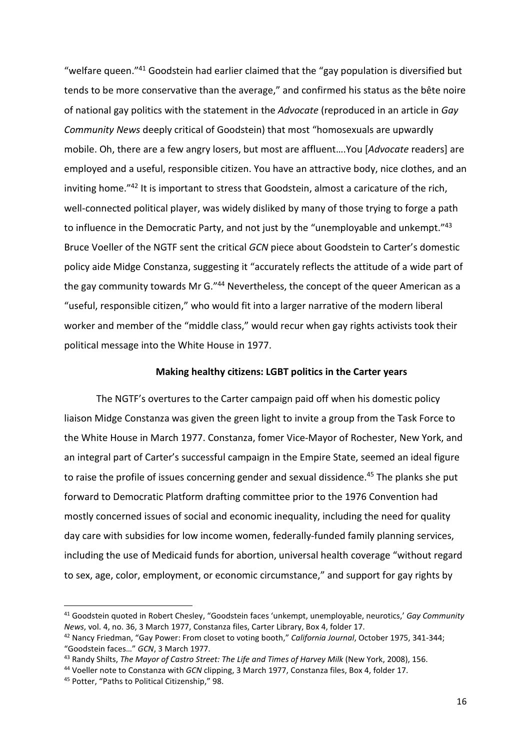"welfare queen."[41] Goodstein had earlier claimed that the "gay population is diversified but tends to be more conservative than the average," and confirmed his status as the bête noire of national gay politics with the statement in the *Advocate* (reproduced in an article in *Gay Community News* deeply critical of Goodstein) that most "homosexuals are upwardly mobile. Oh, there are a few angry losers, but most are affluent….You [*Advocate* readers] are employed and a useful, responsible citizen. You have an attractive body, nice clothes, and an inviting home."[42] It is important to stress that Goodstein, almost a caricature of the rich, well-connected political player, was widely disliked by many of those trying to forge a path to influence in the Democratic Party, and not just by the "unemployable and unkempt."[43] Bruce Voeller of the NGTF sent the critical *GCN* piece about Goodstein to Carter's domestic policy aide Midge Constanza, suggesting it "accurately reflects the attitude of a wide part of the gay community towards Mr G."[44] Nevertheless, the concept of the queer American as a "useful, responsible citizen," who would fit into a larger narrative of the modern liberal worker and member of the "middle class," would recur when gay rights activists took their political message into the White House in 1977.

**Making healthy citizens: LGBT politics in the Carter years**

The NGTF's overtures to the Carter campaign paid off when his domestic policy liaison Midge Constanza was given the green light to invite a group from the Task Force to the White House in March 1977. Constanza, fomer Vice-Mayor of Rochester, New York, and an integral part of Carter's successful campaign in the Empire State, seemed an ideal figure to raise the profile of issues concerning gender and sexual dissidence.[45] The planks she put forward to Democratic Platform drafting committee prior to the 1976 Convention had mostly concerned issues of social and economic inequality, including the need for quality day care with subsidies for low income women, federally-funded family planning services, including the use of Medicaid funds for abortion, universal health coverage "without regard to sex, age, color, employment, or economic circumstance," and support for gay rights by

---

[41] Goodstein quoted in Robert Chesley, "Goodstein faces 'unkempt, unemployable, neurotics,' *Gay Community News*, vol. 4, no. 36, 3 March 1977, Constanza files, Carter Library, Box 4, folder 17.

[42] Nancy Friedman, "Gay Power: From closet to voting booth," *California Journal*, October 1975, 341-344; "Goodstein faces…" *GCN*, 3 March 1977.

[43] Randy Shilts, *The Mayor of Castro Street: The Life and Times of Harvey Milk* (New York, 2008), 156.

[44] Voeller note to Constanza with *GCN* clipping, 3 March 1977, Constanza files, Box 4, folder 17.

[45] Potter, "Paths to Political Citizenship," 98.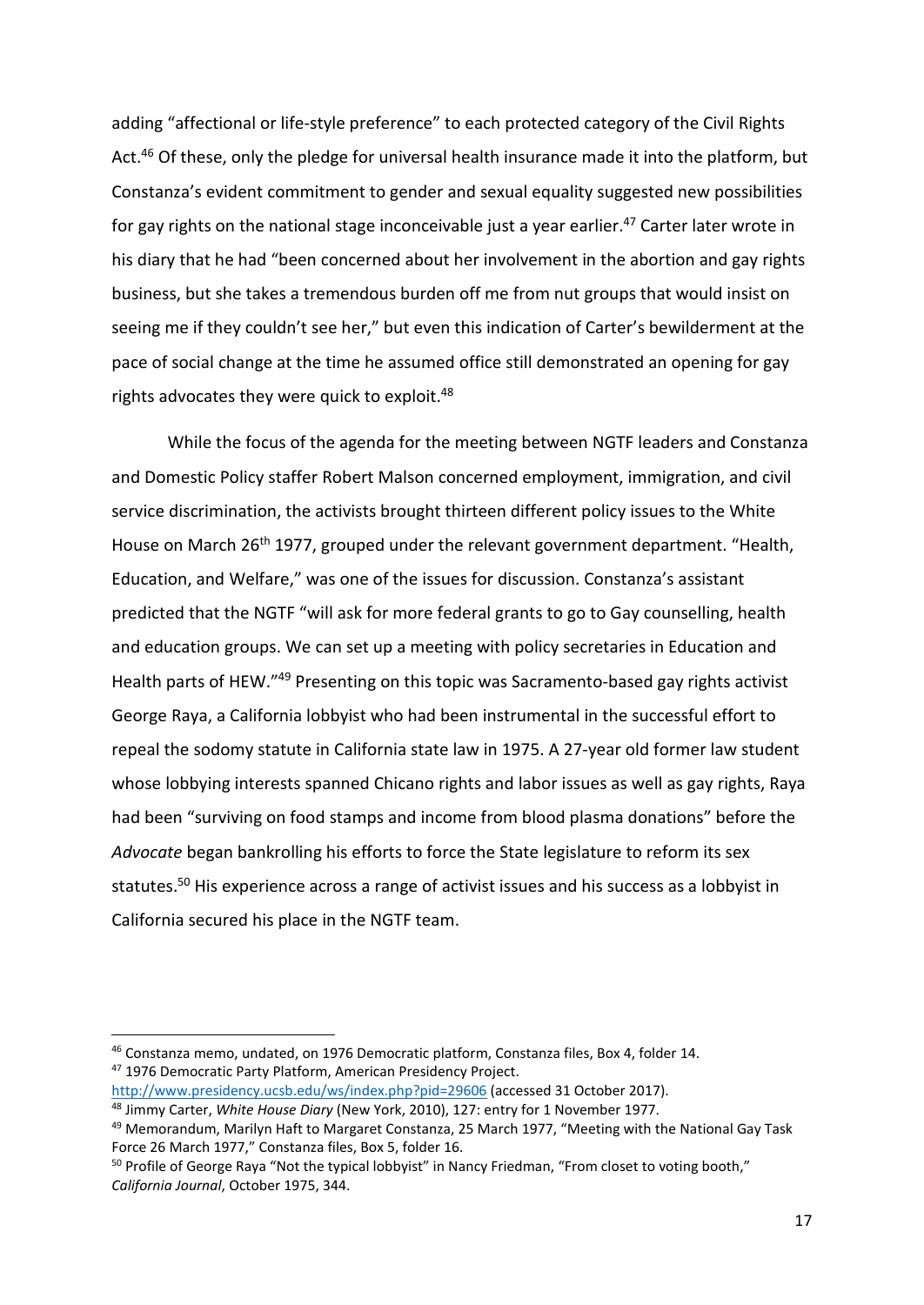adding "affectional or life-style preference" to each protected category of the Civil Rights Act.[46] Of these, only the pledge for universal health insurance made it into the platform, but Constanza's evident commitment to gender and sexual equality suggested new possibilities for gay rights on the national stage inconceivable just a year earlier.[47] Carter later wrote in his diary that he had "been concerned about her involvement in the abortion and gay rights business, but she takes a tremendous burden off me from nut groups that would insist on seeing me if they couldn't see her," but even this indication of Carter's bewilderment at the pace of social change at the time he assumed office still demonstrated an opening for gay rights advocates they were quick to exploit.[48]

While the focus of the agenda for the meeting between NGTF leaders and Constanza and Domestic Policy staffer Robert Malson concerned employment, immigration, and civil service discrimination, the activists brought thirteen different policy issues to the White House on March 26th 1977, grouped under the relevant government department. "Health, Education, and Welfare," was one of the issues for discussion. Constanza's assistant predicted that the NGTF "will ask for more federal grants to go to Gay counselling, health and education groups. We can set up a meeting with policy secretaries in Education and Health parts of HEW."[49] Presenting on this topic was Sacramento-based gay rights activist George Raya, a California lobbyist who had been instrumental in the successful effort to repeal the sodomy statute in California state law in 1975. A 27-year old former law student whose lobbying interests spanned Chicano rights and labor issues as well as gay rights, Raya had been "surviving on food stamps and income from blood plasma donations" before the *Advocate* began bankrolling his efforts to force the State legislature to reform its sex statutes.[50] His experience across a range of activist issues and his success as a lobbyist in California secured his place in the NGTF team.

---

[46] Constanza memo, undated, on 1976 Democratic platform, Constanza files, Box 4, folder 14.

[47] 1976 Democratic Party Platform, American Presidency Project. http://www.presidency.ucsb.edu/ws/index.php?pid=29606 (accessed 31 October 2017).

[48] Jimmy Carter, *White House Diary* (New York, 2010), 127: entry for 1 November 1977.

[49] Memorandum, Marilyn Haft to Margaret Constanza, 25 March 1977, "Meeting with the National Gay Task Force 26 March 1977," Constanza files, Box 5, folder 16.

[50] Profile of George Raya "Not the typical lobbyist" in Nancy Friedman, "From closet to voting booth," *California Journal*, October 1975, 344.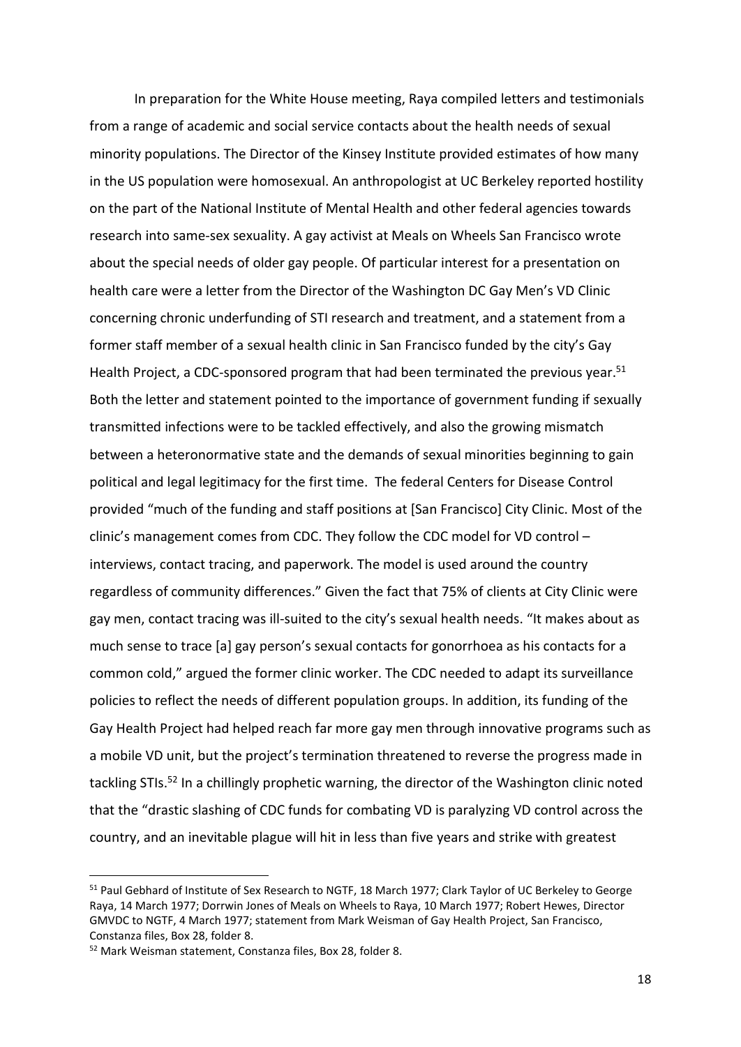In preparation for the White House meeting, Raya compiled letters and testimonials from a range of academic and social service contacts about the health needs of sexual minority populations. The Director of the Kinsey Institute provided estimates of how many in the US population were homosexual. An anthropologist at UC Berkeley reported hostility on the part of the National Institute of Mental Health and other federal agencies towards research into same-sex sexuality. A gay activist at Meals on Wheels San Francisco wrote about the special needs of older gay people. Of particular interest for a presentation on health care were a letter from the Director of the Washington DC Gay Men's VD Clinic concerning chronic underfunding of STI research and treatment, and a statement from a former staff member of a sexual health clinic in San Francisco funded by the city's Gay Health Project, a CDC-sponsored program that had been terminated the previous year.[51] Both the letter and statement pointed to the importance of government funding if sexually transmitted infections were to be tackled effectively, and also the growing mismatch between a heteronormative state and the demands of sexual minorities beginning to gain political and legal legitimacy for the first time. The federal Centers for Disease Control provided "much of the funding and staff positions at [San Francisco] City Clinic. Most of the clinic's management comes from CDC. They follow the CDC model for VD control – interviews, contact tracing, and paperwork. The model is used around the country regardless of community differences." Given the fact that 75% of clients at City Clinic were gay men, contact tracing was ill-suited to the city's sexual health needs. "It makes about as much sense to trace [a] gay person's sexual contacts for gonorrhoea as his contacts for a common cold," argued the former clinic worker. The CDC needed to adapt its surveillance policies to reflect the needs of different population groups. In addition, its funding of the Gay Health Project had helped reach far more gay men through innovative programs such as a mobile VD unit, but the project's termination threatened to reverse the progress made in tackling STIs.[52] In a chillingly prophetic warning, the director of the Washington clinic noted that the "drastic slashing of CDC funds for combating VD is paralyzing VD control across the country, and an inevitable plague will hit in less than five years and strike with greatest

---

[51] Paul Gebhard of Institute of Sex Research to NGTF, 18 March 1977; Clark Taylor of UC Berkeley to George Raya, 14 March 1977; Dorrwin Jones of Meals on Wheels to Raya, 10 March 1977; Robert Hewes, Director GMVDC to NGTF, 4 March 1977; statement from Mark Weisman of Gay Health Project, San Francisco, Constanza files, Box 28, folder 8.

[52] Mark Weisman statement, Constanza files, Box 28, folder 8.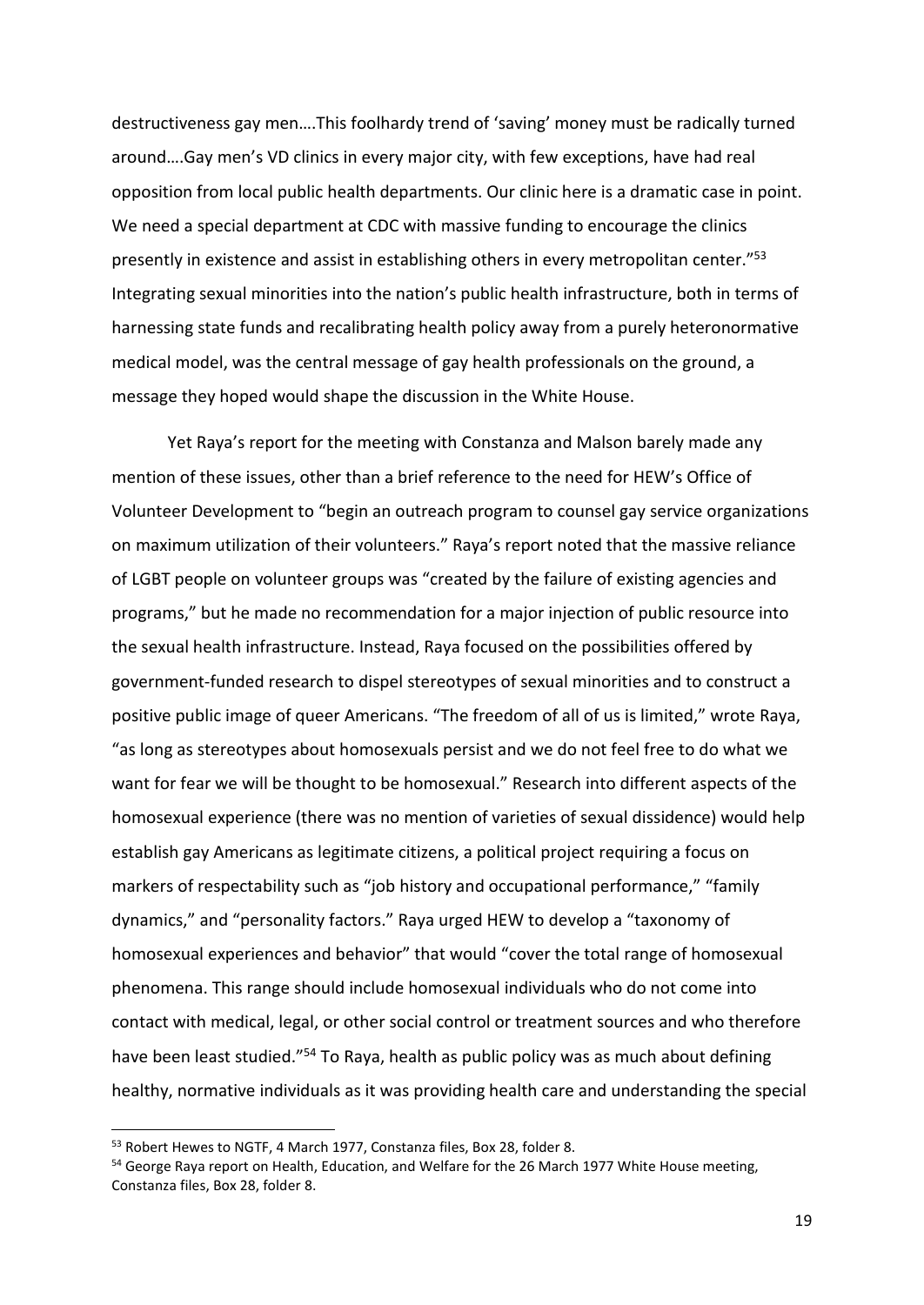destructiveness gay men….This foolhardy trend of 'saving' money must be radically turned around….Gay men's VD clinics in every major city, with few exceptions, have had real opposition from local public health departments. Our clinic here is a dramatic case in point. We need a special department at CDC with massive funding to encourage the clinics presently in existence and assist in establishing others in every metropolitan center."[53] Integrating sexual minorities into the nation's public health infrastructure, both in terms of harnessing state funds and recalibrating health policy away from a purely heteronormative medical model, was the central message of gay health professionals on the ground, a message they hoped would shape the discussion in the White House.

Yet Raya's report for the meeting with Constanza and Malson barely made any mention of these issues, other than a brief reference to the need for HEW's Office of Volunteer Development to "begin an outreach program to counsel gay service organizations on maximum utilization of their volunteers." Raya's report noted that the massive reliance of LGBT people on volunteer groups was "created by the failure of existing agencies and programs," but he made no recommendation for a major injection of public resource into the sexual health infrastructure. Instead, Raya focused on the possibilities offered by government-funded research to dispel stereotypes of sexual minorities and to construct a positive public image of queer Americans. "The freedom of all of us is limited," wrote Raya, "as long as stereotypes about homosexuals persist and we do not feel free to do what we want for fear we will be thought to be homosexual." Research into different aspects of the homosexual experience (there was no mention of varieties of sexual dissidence) would help establish gay Americans as legitimate citizens, a political project requiring a focus on markers of respectability such as "job history and occupational performance," "family dynamics," and "personality factors." Raya urged HEW to develop a "taxonomy of homosexual experiences and behavior" that would "cover the total range of homosexual phenomena. This range should include homosexual individuals who do not come into contact with medical, legal, or other social control or treatment sources and who therefore have been least studied."[54] To Raya, health as public policy was as much about defining healthy, normative individuals as it was providing health care and understanding the special

[53] Robert Hewes to NGTF, 4 March 1977, Constanza files, Box 28, folder 8.

[54] George Raya report on Health, Education, and Welfare for the 26 March 1977 White House meeting, Constanza files, Box 28, folder 8.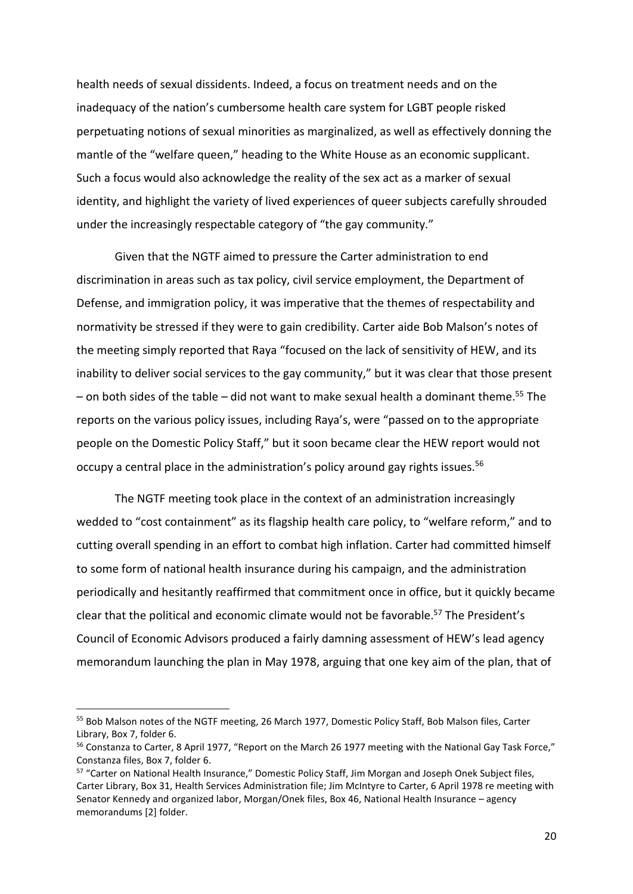health needs of sexual dissidents. Indeed, a focus on treatment needs and on the inadequacy of the nation's cumbersome health care system for LGBT people risked perpetuating notions of sexual minorities as marginalized, as well as effectively donning the mantle of the "welfare queen," heading to the White House as an economic supplicant. Such a focus would also acknowledge the reality of the sex act as a marker of sexual identity, and highlight the variety of lived experiences of queer subjects carefully shrouded under the increasingly respectable category of "the gay community."

Given that the NGTF aimed to pressure the Carter administration to end discrimination in areas such as tax policy, civil service employment, the Department of Defense, and immigration policy, it was imperative that the themes of respectability and normativity be stressed if they were to gain credibility. Carter aide Bob Malson's notes of the meeting simply reported that Raya "focused on the lack of sensitivity of HEW, and its inability to deliver social services to the gay community," but it was clear that those present – on both sides of the table – did not want to make sexual health a dominant theme.[55] The reports on the various policy issues, including Raya's, were "passed on to the appropriate people on the Domestic Policy Staff," but it soon became clear the HEW report would not occupy a central place in the administration's policy around gay rights issues.[56]

The NGTF meeting took place in the context of an administration increasingly wedded to "cost containment" as its flagship health care policy, to "welfare reform," and to cutting overall spending in an effort to combat high inflation. Carter had committed himself to some form of national health insurance during his campaign, and the administration periodically and hesitantly reaffirmed that commitment once in office, but it quickly became clear that the political and economic climate would not be favorable.[57] The President's Council of Economic Advisors produced a fairly damning assessment of HEW's lead agency memorandum launching the plan in May 1978, arguing that one key aim of the plan, that of

[55] Bob Malson notes of the NGTF meeting, 26 March 1977, Domestic Policy Staff, Bob Malson files, Carter Library, Box 7, folder 6.

[56] Constanza to Carter, 8 April 1977, "Report on the March 26 1977 meeting with the National Gay Task Force," Constanza files, Box 7, folder 6.

[57] "Carter on National Health Insurance," Domestic Policy Staff, Jim Morgan and Joseph Onek Subject files, Carter Library, Box 31, Health Services Administration file; Jim McIntyre to Carter, 6 April 1978 re meeting with Senator Kennedy and organized labor, Morgan/Onek files, Box 46, National Health Insurance – agency memorandums [2] folder.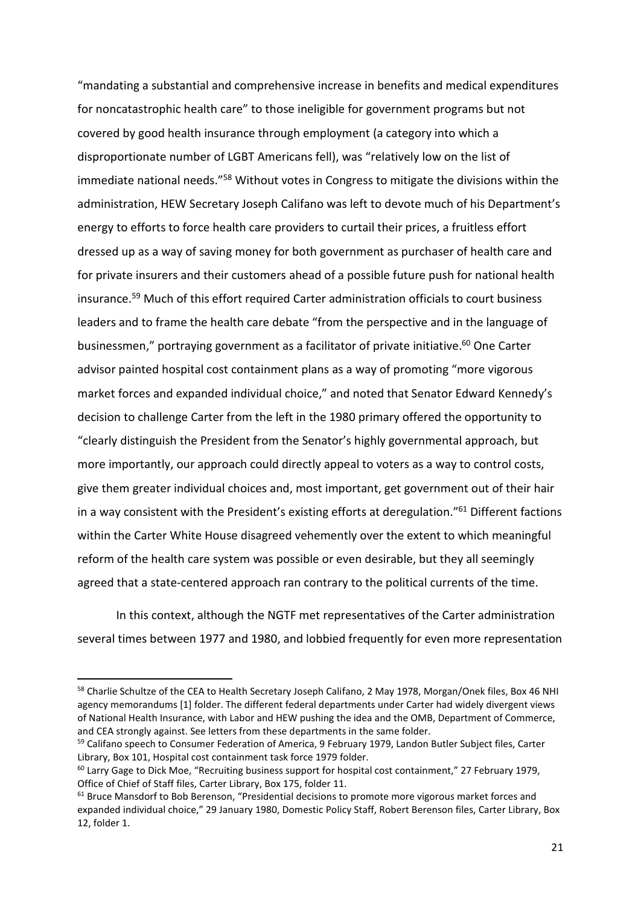"mandating a substantial and comprehensive increase in benefits and medical expenditures for noncatastrophic health care" to those ineligible for government programs but not covered by good health insurance through employment (a category into which a disproportionate number of LGBT Americans fell), was "relatively low on the list of immediate national needs."[58] Without votes in Congress to mitigate the divisions within the administration, HEW Secretary Joseph Califano was left to devote much of his Department's energy to efforts to force health care providers to curtail their prices, a fruitless effort dressed up as a way of saving money for both government as purchaser of health care and for private insurers and their customers ahead of a possible future push for national health insurance.[59] Much of this effort required Carter administration officials to court business leaders and to frame the health care debate "from the perspective and in the language of businessmen," portraying government as a facilitator of private initiative.[60] One Carter advisor painted hospital cost containment plans as a way of promoting "more vigorous market forces and expanded individual choice," and noted that Senator Edward Kennedy's decision to challenge Carter from the left in the 1980 primary offered the opportunity to "clearly distinguish the President from the Senator's highly governmental approach, but more importantly, our approach could directly appeal to voters as a way to control costs, give them greater individual choices and, most important, get government out of their hair in a way consistent with the President's existing efforts at deregulation."[61] Different factions within the Carter White House disagreed vehemently over the extent to which meaningful reform of the health care system was possible or even desirable, but they all seemingly agreed that a state-centered approach ran contrary to the political currents of the time.

In this context, although the NGTF met representatives of the Carter administration several times between 1977 and 1980, and lobbied frequently for even more representation

---

[58] Charlie Schultze of the CEA to Health Secretary Joseph Califano, 2 May 1978, Morgan/Onek files, Box 46 NHI agency memorandums [1] folder. The different federal departments under Carter had widely divergent views of National Health Insurance, with Labor and HEW pushing the idea and the OMB, Department of Commerce, and CEA strongly against. See letters from these departments in the same folder.

[59] Califano speech to Consumer Federation of America, 9 February 1979, Landon Butler Subject files, Carter Library, Box 101, Hospital cost containment task force 1979 folder.

[60] Larry Gage to Dick Moe, "Recruiting business support for hospital cost containment," 27 February 1979, Office of Chief of Staff files, Carter Library, Box 175, folder 11.

[61] Bruce Mansdorf to Bob Berenson, "Presidential decisions to promote more vigorous market forces and expanded individual choice," 29 January 1980, Domestic Policy Staff, Robert Berenson files, Carter Library, Box 12, folder 1.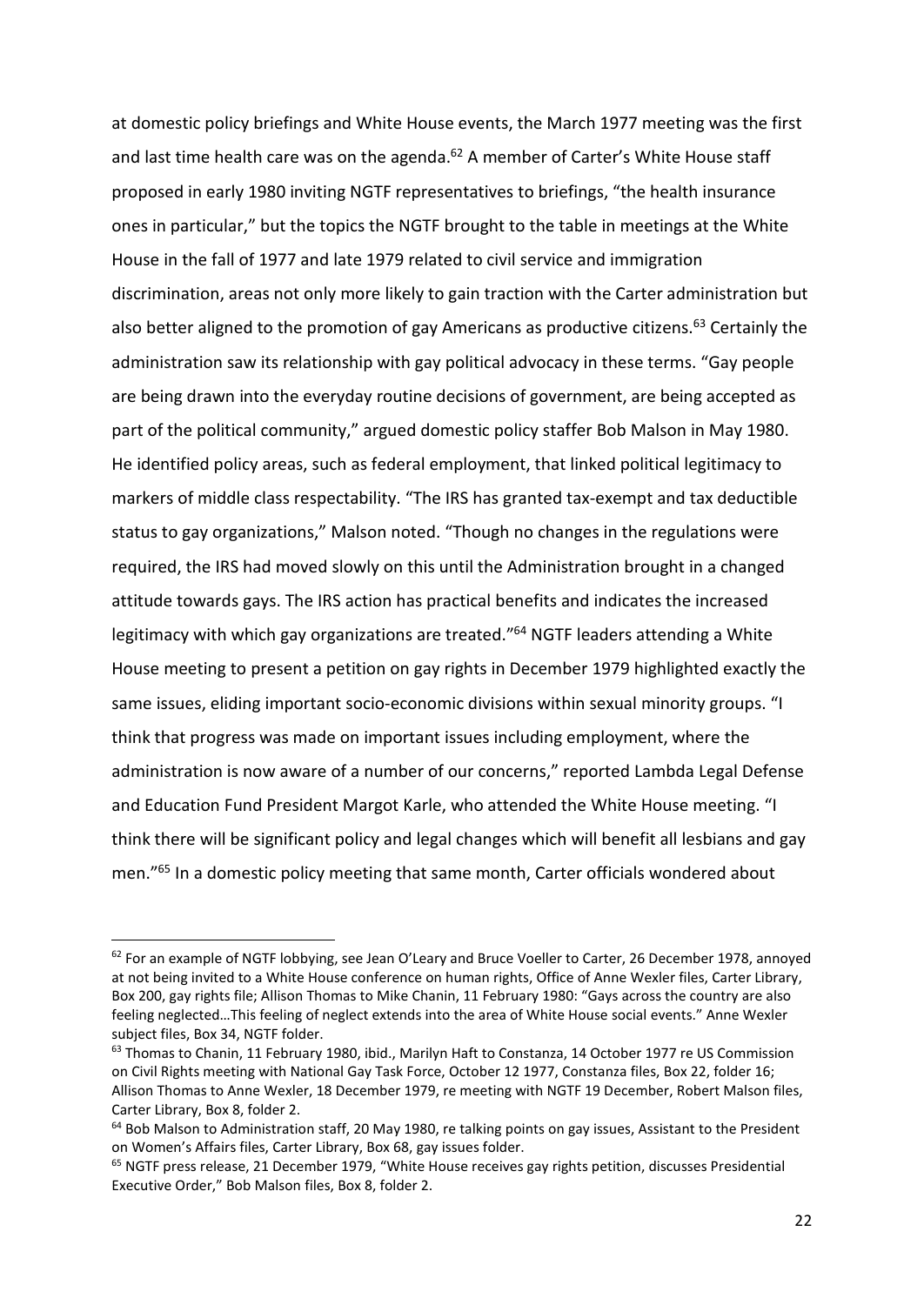at domestic policy briefings and White House events, the March 1977 meeting was the first and last time health care was on the agenda.[62] A member of Carter's White House staff proposed in early 1980 inviting NGTF representatives to briefings, "the health insurance ones in particular," but the topics the NGTF brought to the table in meetings at the White House in the fall of 1977 and late 1979 related to civil service and immigration discrimination, areas not only more likely to gain traction with the Carter administration but also better aligned to the promotion of gay Americans as productive citizens.[63] Certainly the administration saw its relationship with gay political advocacy in these terms. "Gay people are being drawn into the everyday routine decisions of government, are being accepted as part of the political community," argued domestic policy staffer Bob Malson in May 1980. He identified policy areas, such as federal employment, that linked political legitimacy to markers of middle class respectability. "The IRS has granted tax-exempt and tax deductible status to gay organizations," Malson noted. "Though no changes in the regulations were required, the IRS had moved slowly on this until the Administration brought in a changed attitude towards gays. The IRS action has practical benefits and indicates the increased legitimacy with which gay organizations are treated."[64] NGTF leaders attending a White House meeting to present a petition on gay rights in December 1979 highlighted exactly the same issues, eliding important socio-economic divisions within sexual minority groups. "I think that progress was made on important issues including employment, where the administration is now aware of a number of our concerns," reported Lambda Legal Defense and Education Fund President Margot Karle, who attended the White House meeting. "I think there will be significant policy and legal changes which will benefit all lesbians and gay men."[65] In a domestic policy meeting that same month, Carter officials wondered about

---

[62] For an example of NGTF lobbying, see Jean O'Leary and Bruce Voeller to Carter, 26 December 1978, annoyed at not being invited to a White House conference on human rights, Office of Anne Wexler files, Carter Library, Box 200, gay rights file; Allison Thomas to Mike Chanin, 11 February 1980: "Gays across the country are also feeling neglected…This feeling of neglect extends into the area of White House social events." Anne Wexler subject files, Box 34, NGTF folder.

[63] Thomas to Chanin, 11 February 1980, ibid., Marilyn Haft to Constanza, 14 October 1977 re US Commission on Civil Rights meeting with National Gay Task Force, October 12 1977, Constanza files, Box 22, folder 16; Allison Thomas to Anne Wexler, 18 December 1979, re meeting with NGTF 19 December, Robert Malson files, Carter Library, Box 8, folder 2.

[64] Bob Malson to Administration staff, 20 May 1980, re talking points on gay issues, Assistant to the President on Women's Affairs files, Carter Library, Box 68, gay issues folder.

[65] NGTF press release, 21 December 1979, "White House receives gay rights petition, discusses Presidential Executive Order," Bob Malson files, Box 8, folder 2.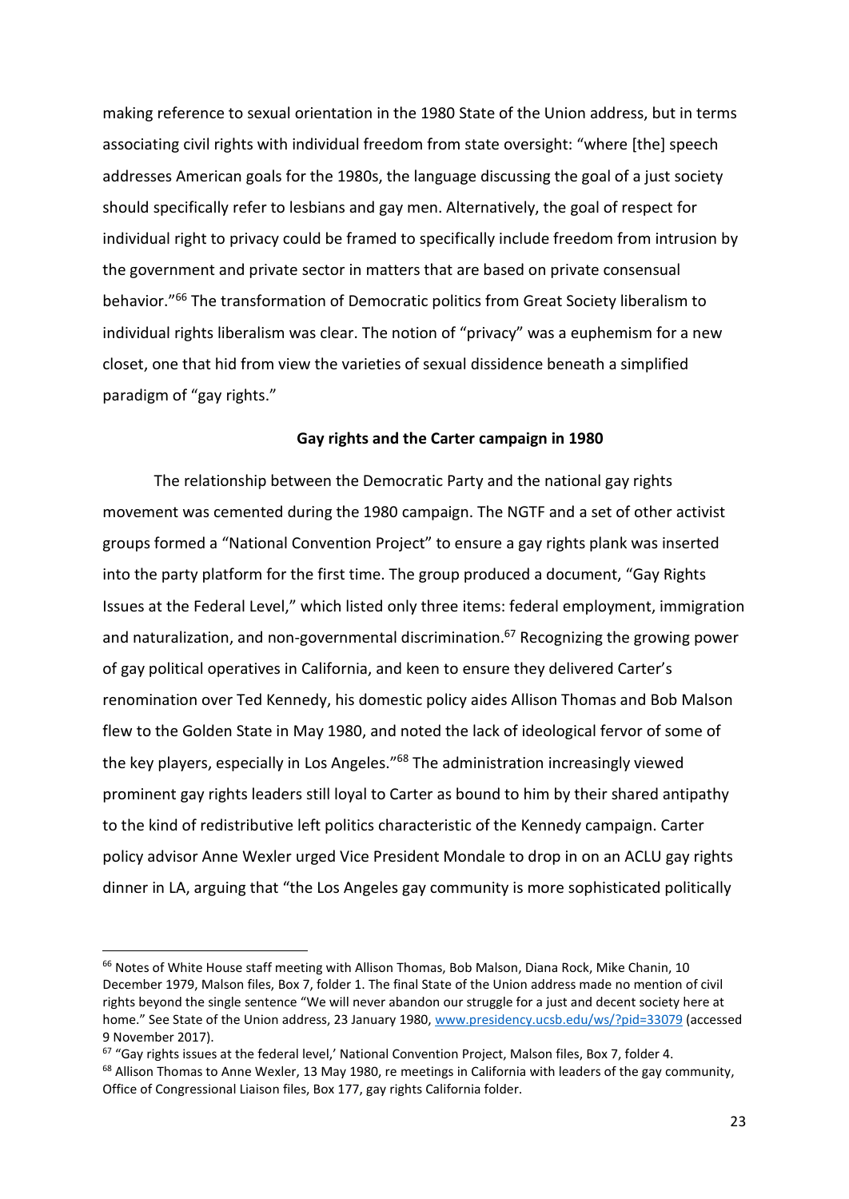making reference to sexual orientation in the 1980 State of the Union address, but in terms associating civil rights with individual freedom from state oversight: "where [the] speech addresses American goals for the 1980s, the language discussing the goal of a just society should specifically refer to lesbians and gay men. Alternatively, the goal of respect for individual right to privacy could be framed to specifically include freedom from intrusion by the government and private sector in matters that are based on private consensual behavior."[66] The transformation of Democratic politics from Great Society liberalism to individual rights liberalism was clear. The notion of "privacy" was a euphemism for a new closet, one that hid from view the varieties of sexual dissidence beneath a simplified paradigm of "gay rights."

**Gay rights and the Carter campaign in 1980**

The relationship between the Democratic Party and the national gay rights movement was cemented during the 1980 campaign. The NGTF and a set of other activist groups formed a "National Convention Project" to ensure a gay rights plank was inserted into the party platform for the first time. The group produced a document, "Gay Rights Issues at the Federal Level," which listed only three items: federal employment, immigration and naturalization, and non-governmental discrimination.[67] Recognizing the growing power of gay political operatives in California, and keen to ensure they delivered Carter's renomination over Ted Kennedy, his domestic policy aides Allison Thomas and Bob Malson flew to the Golden State in May 1980, and noted the lack of ideological fervor of some of the key players, especially in Los Angeles."[68] The administration increasingly viewed prominent gay rights leaders still loyal to Carter as bound to him by their shared antipathy to the kind of redistributive left politics characteristic of the Kennedy campaign. Carter policy advisor Anne Wexler urged Vice President Mondale to drop in on an ACLU gay rights dinner in LA, arguing that "the Los Angeles gay community is more sophisticated politically

---

[66] Notes of White House staff meeting with Allison Thomas, Bob Malson, Diana Rock, Mike Chanin, 10 December 1979, Malson files, Box 7, folder 1. The final State of the Union address made no mention of civil rights beyond the single sentence "We will never abandon our struggle for a just and decent society here at home." See State of the Union address, 23 January 1980, www.presidency.ucsb.edu/ws/?pid=33079 (accessed 9 November 2017).

[67] "Gay rights issues at the federal level,' National Convention Project, Malson files, Box 7, folder 4.

[68] Allison Thomas to Anne Wexler, 13 May 1980, re meetings in California with leaders of the gay community, Office of Congressional Liaison files, Box 177, gay rights California folder.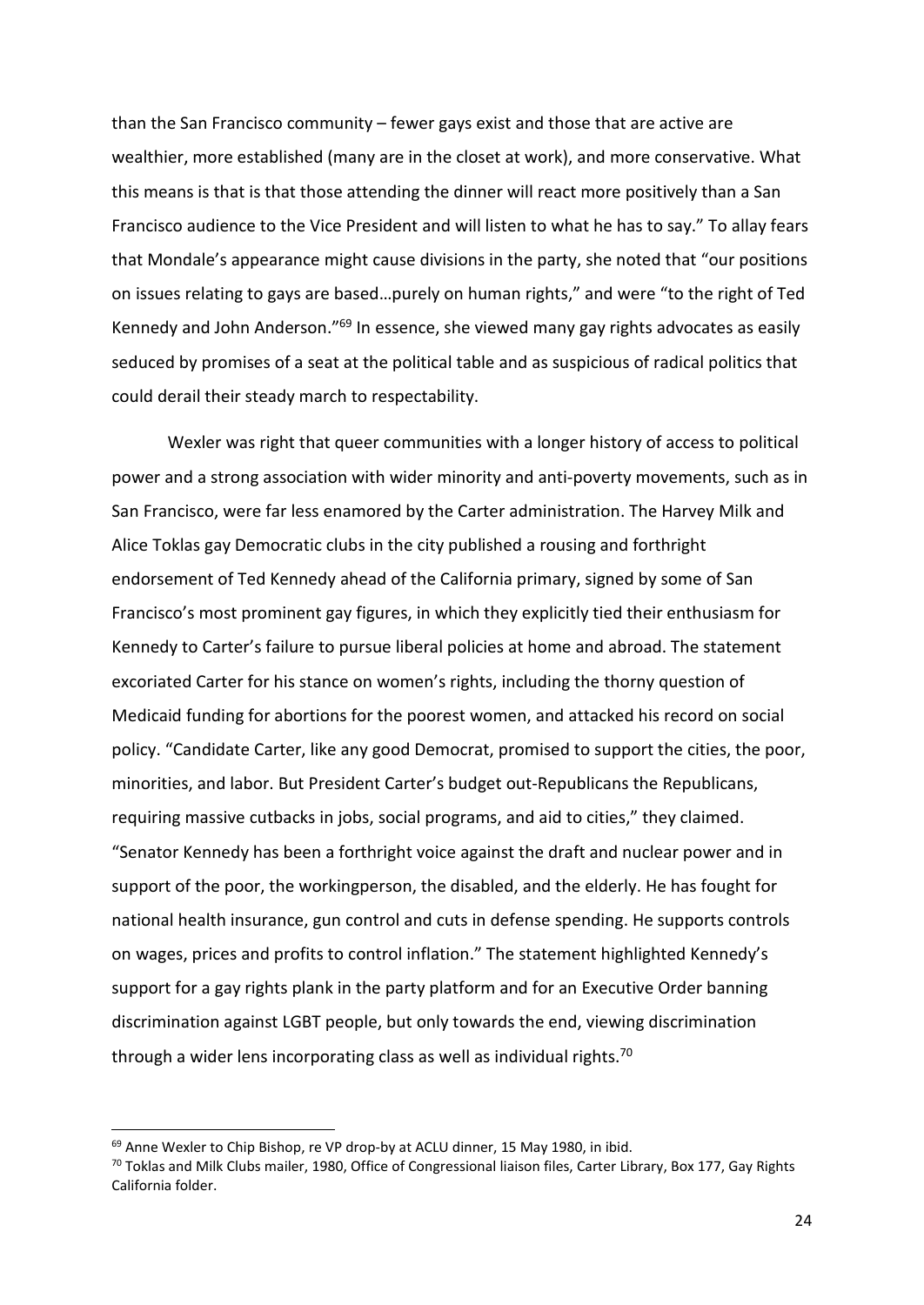than the San Francisco community – fewer gays exist and those that are active are wealthier, more established (many are in the closet at work), and more conservative. What this means is that is that those attending the dinner will react more positively than a San Francisco audience to the Vice President and will listen to what he has to say." To allay fears that Mondale's appearance might cause divisions in the party, she noted that "our positions on issues relating to gays are based…purely on human rights," and were "to the right of Ted Kennedy and John Anderson."[69] In essence, she viewed many gay rights advocates as easily seduced by promises of a seat at the political table and as suspicious of radical politics that could derail their steady march to respectability.

Wexler was right that queer communities with a longer history of access to political power and a strong association with wider minority and anti-poverty movements, such as in San Francisco, were far less enamored by the Carter administration. The Harvey Milk and Alice Toklas gay Democratic clubs in the city published a rousing and forthright endorsement of Ted Kennedy ahead of the California primary, signed by some of San Francisco's most prominent gay figures, in which they explicitly tied their enthusiasm for Kennedy to Carter's failure to pursue liberal policies at home and abroad. The statement excoriated Carter for his stance on women's rights, including the thorny question of Medicaid funding for abortions for the poorest women, and attacked his record on social policy. "Candidate Carter, like any good Democrat, promised to support the cities, the poor, minorities, and labor. But President Carter's budget out-Republicans the Republicans, requiring massive cutbacks in jobs, social programs, and aid to cities," they claimed. "Senator Kennedy has been a forthright voice against the draft and nuclear power and in support of the poor, the workingperson, the disabled, and the elderly. He has fought for national health insurance, gun control and cuts in defense spending. He supports controls on wages, prices and profits to control inflation." The statement highlighted Kennedy's support for a gay rights plank in the party platform and for an Executive Order banning discrimination against LGBT people, but only towards the end, viewing discrimination through a wider lens incorporating class as well as individual rights.[70]

---

[69] Anne Wexler to Chip Bishop, re VP drop-by at ACLU dinner, 15 May 1980, in ibid.

[70] Toklas and Milk Clubs mailer, 1980, Office of Congressional liaison files, Carter Library, Box 177, Gay Rights California folder.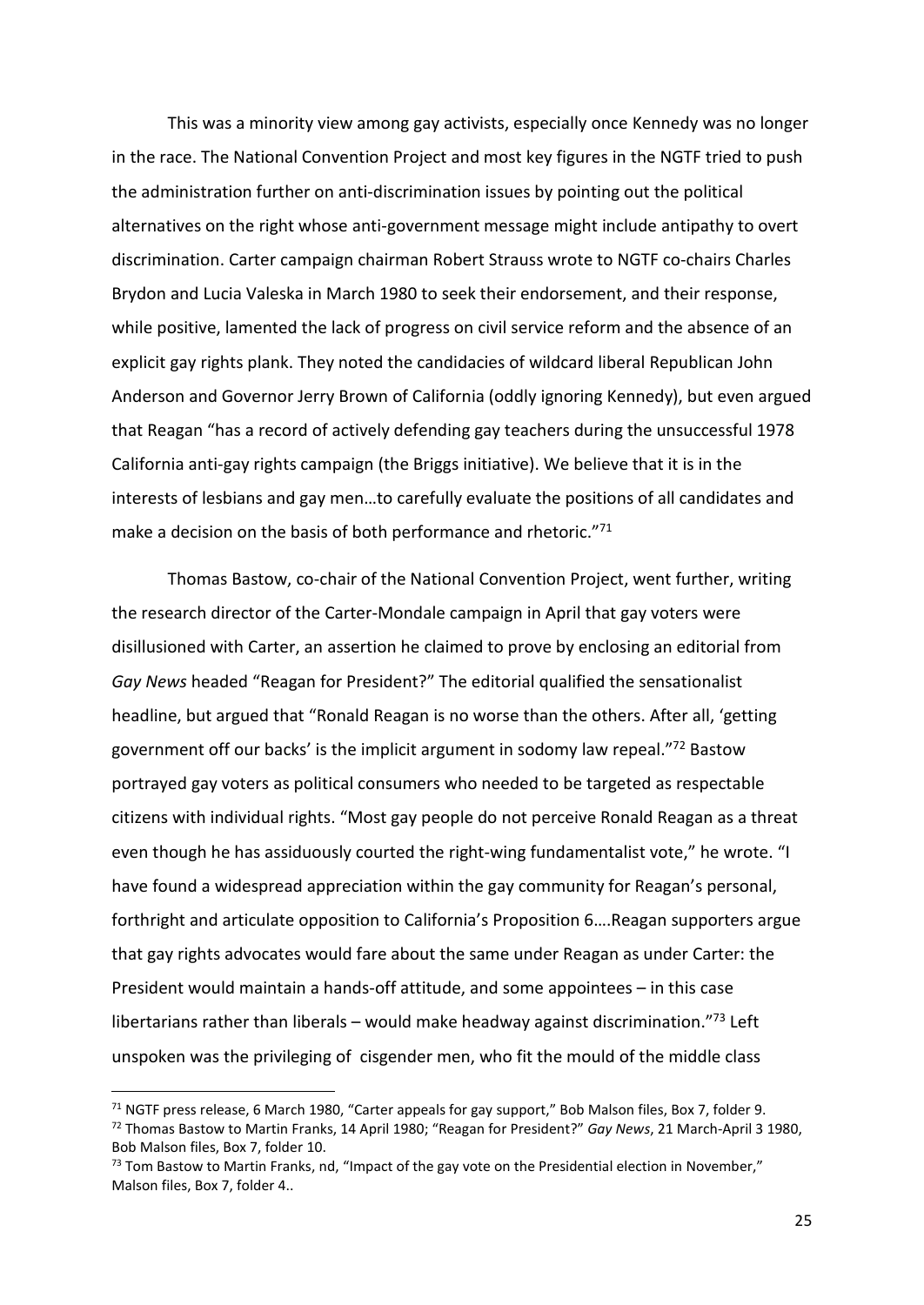This was a minority view among gay activists, especially once Kennedy was no longer in the race. The National Convention Project and most key figures in the NGTF tried to push the administration further on anti-discrimination issues by pointing out the political alternatives on the right whose anti-government message might include antipathy to overt discrimination. Carter campaign chairman Robert Strauss wrote to NGTF co-chairs Charles Brydon and Lucia Valeska in March 1980 to seek their endorsement, and their response, while positive, lamented the lack of progress on civil service reform and the absence of an explicit gay rights plank. They noted the candidacies of wildcard liberal Republican John Anderson and Governor Jerry Brown of California (oddly ignoring Kennedy), but even argued that Reagan "has a record of actively defending gay teachers during the unsuccessful 1978 California anti-gay rights campaign (the Briggs initiative). We believe that it is in the interests of lesbians and gay men…to carefully evaluate the positions of all candidates and make a decision on the basis of both performance and rhetoric."[71]

Thomas Bastow, co-chair of the National Convention Project, went further, writing the research director of the Carter-Mondale campaign in April that gay voters were disillusioned with Carter, an assertion he claimed to prove by enclosing an editorial from *Gay News* headed "Reagan for President?" The editorial qualified the sensationalist headline, but argued that "Ronald Reagan is no worse than the others. After all, 'getting government off our backs' is the implicit argument in sodomy law repeal."[72] Bastow portrayed gay voters as political consumers who needed to be targeted as respectable citizens with individual rights. "Most gay people do not perceive Ronald Reagan as a threat even though he has assiduously courted the right-wing fundamentalist vote," he wrote. "I have found a widespread appreciation within the gay community for Reagan's personal, forthright and articulate opposition to California's Proposition 6….Reagan supporters argue that gay rights advocates would fare about the same under Reagan as under Carter: the President would maintain a hands-off attitude, and some appointees – in this case libertarians rather than liberals – would make headway against discrimination."[73] Left unspoken was the privileging of cisgender men, who fit the mould of the middle class

---

[71] NGTF press release, 6 March 1980, "Carter appeals for gay support," Bob Malson files, Box 7, folder 9.

[72] Thomas Bastow to Martin Franks, 14 April 1980; "Reagan for President?" *Gay News*, 21 March-April 3 1980, Bob Malson files, Box 7, folder 10.

[73] Tom Bastow to Martin Franks, nd, "Impact of the gay vote on the Presidential election in November," Malson files, Box 7, folder 4..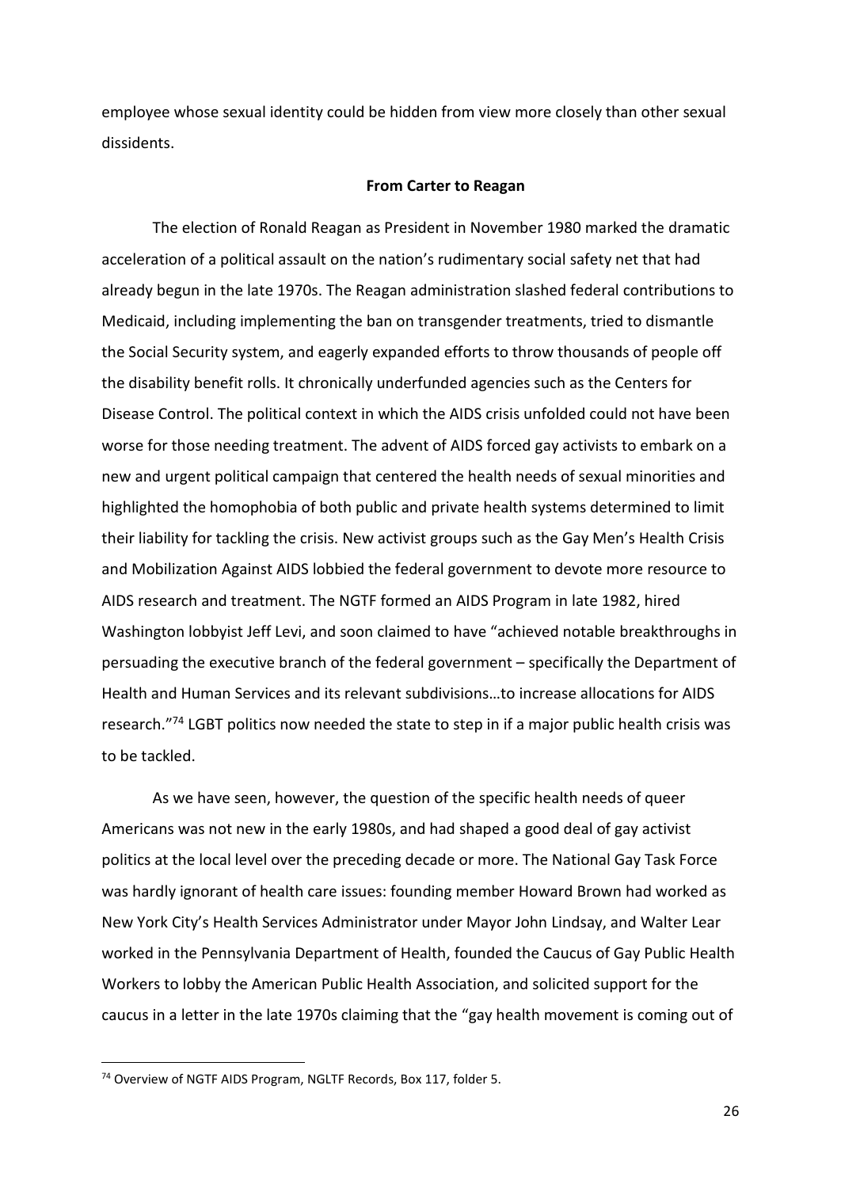employee whose sexual identity could be hidden from view more closely than other sexual dissidents.

### From Carter to Reagan

The election of Ronald Reagan as President in November 1980 marked the dramatic acceleration of a political assault on the nation's rudimentary social safety net that had already begun in the late 1970s. The Reagan administration slashed federal contributions to Medicaid, including implementing the ban on transgender treatments, tried to dismantle the Social Security system, and eagerly expanded efforts to throw thousands of people off the disability benefit rolls. It chronically underfunded agencies such as the Centers for Disease Control. The political context in which the AIDS crisis unfolded could not have been worse for those needing treatment. The advent of AIDS forced gay activists to embark on a new and urgent political campaign that centered the health needs of sexual minorities and highlighted the homophobia of both public and private health systems determined to limit their liability for tackling the crisis. New activist groups such as the Gay Men's Health Crisis and Mobilization Against AIDS lobbied the federal government to devote more resource to AIDS research and treatment. The NGTF formed an AIDS Program in late 1982, hired Washington lobbyist Jeff Levi, and soon claimed to have "achieved notable breakthroughs in persuading the executive branch of the federal government – specifically the Department of Health and Human Services and its relevant subdivisions…to increase allocations for AIDS research."[74] LGBT politics now needed the state to step in if a major public health crisis was to be tackled.

As we have seen, however, the question of the specific health needs of queer Americans was not new in the early 1980s, and had shaped a good deal of gay activist politics at the local level over the preceding decade or more. The National Gay Task Force was hardly ignorant of health care issues: founding member Howard Brown had worked as New York City's Health Services Administrator under Mayor John Lindsay, and Walter Lear worked in the Pennsylvania Department of Health, founded the Caucus of Gay Public Health Workers to lobby the American Public Health Association, and solicited support for the caucus in a letter in the late 1970s claiming that the "gay health movement is coming out of

[74] Overview of NGTF AIDS Program, NGLTF Records, Box 117, folder 5.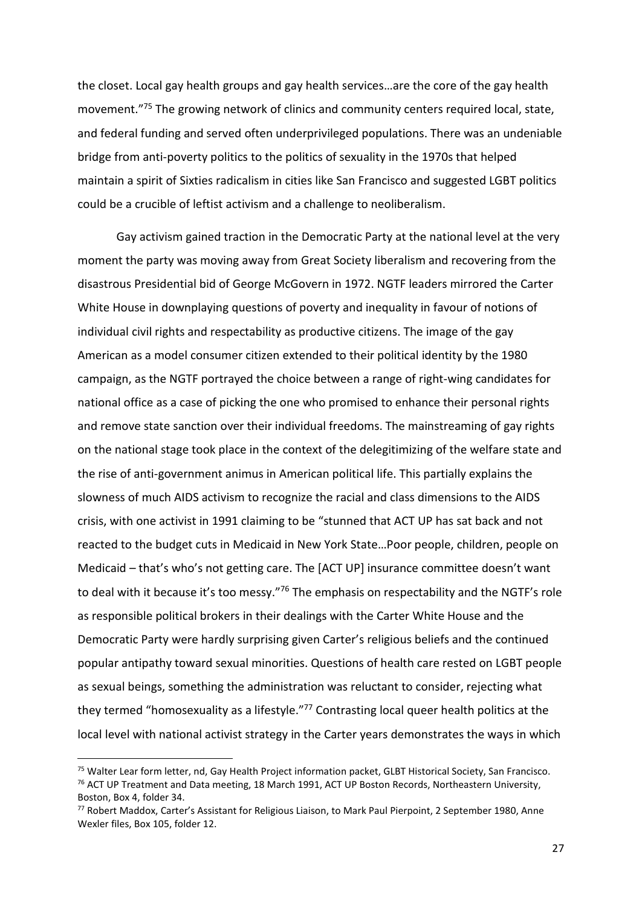the closet. Local gay health groups and gay health services…are the core of the gay health movement."[75] The growing network of clinics and community centers required local, state, and federal funding and served often underprivileged populations. There was an undeniable bridge from anti-poverty politics to the politics of sexuality in the 1970s that helped maintain a spirit of Sixties radicalism in cities like San Francisco and suggested LGBT politics could be a crucible of leftist activism and a challenge to neoliberalism.

Gay activism gained traction in the Democratic Party at the national level at the very moment the party was moving away from Great Society liberalism and recovering from the disastrous Presidential bid of George McGovern in 1972. NGTF leaders mirrored the Carter White House in downplaying questions of poverty and inequality in favour of notions of individual civil rights and respectability as productive citizens. The image of the gay American as a model consumer citizen extended to their political identity by the 1980 campaign, as the NGTF portrayed the choice between a range of right-wing candidates for national office as a case of picking the one who promised to enhance their personal rights and remove state sanction over their individual freedoms. The mainstreaming of gay rights on the national stage took place in the context of the delegitimizing of the welfare state and the rise of anti-government animus in American political life. This partially explains the slowness of much AIDS activism to recognize the racial and class dimensions to the AIDS crisis, with one activist in 1991 claiming to be "stunned that ACT UP has sat back and not reacted to the budget cuts in Medicaid in New York State…Poor people, children, people on Medicaid – that's who's not getting care. The [ACT UP] insurance committee doesn't want to deal with it because it's too messy."[76] The emphasis on respectability and the NGTF's role as responsible political brokers in their dealings with the Carter White House and the Democratic Party were hardly surprising given Carter's religious beliefs and the continued popular antipathy toward sexual minorities. Questions of health care rested on LGBT people as sexual beings, something the administration was reluctant to consider, rejecting what they termed "homosexuality as a lifestyle."[77] Contrasting local queer health politics at the local level with national activist strategy in the Carter years demonstrates the ways in which

[75] Walter Lear form letter, nd, Gay Health Project information packet, GLBT Historical Society, San Francisco.

[76] ACT UP Treatment and Data meeting, 18 March 1991, ACT UP Boston Records, Northeastern University, Boston, Box 4, folder 34.

[77] Robert Maddox, Carter's Assistant for Religious Liaison, to Mark Paul Pierpoint, 2 September 1980, Anne Wexler files, Box 105, folder 12.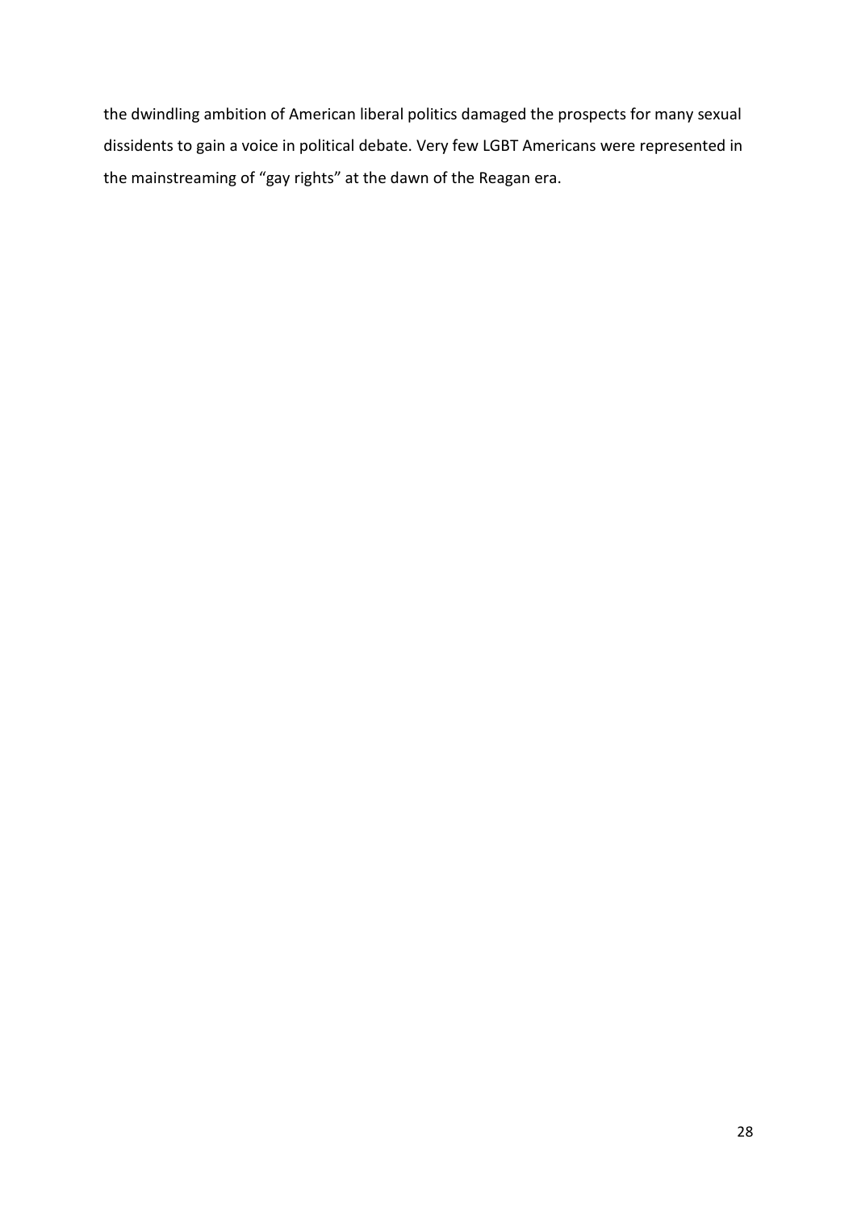the dwindling ambition of American liberal politics damaged the prospects for many sexual dissidents to gain a voice in political debate. Very few LGBT Americans were represented in the mainstreaming of "gay rights" at the dawn of the Reagan era.